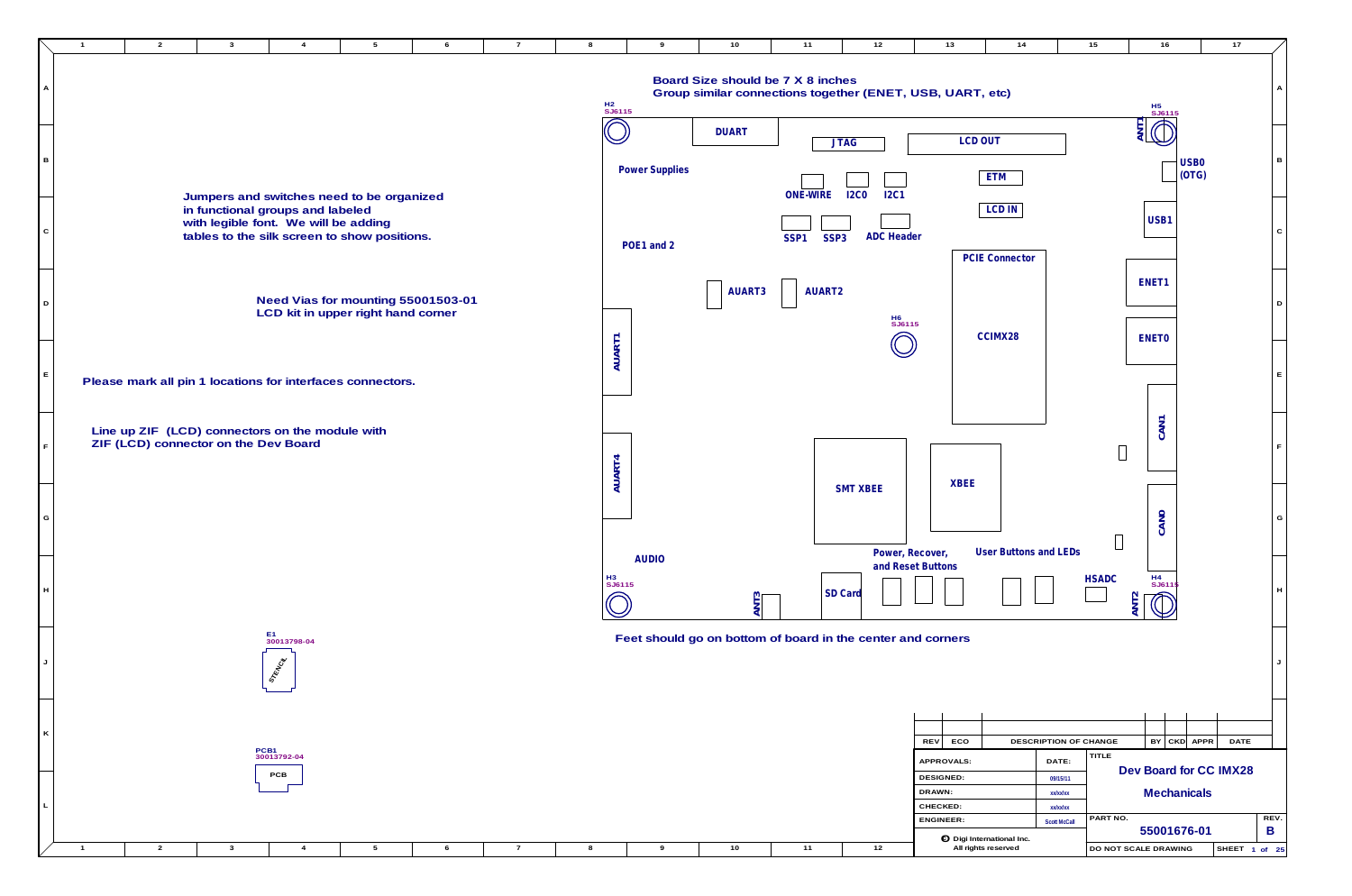Board Size should be 7 X 8 inches
Group similar connections together (ENET, USB, UART, etc)

Jumpers and switches need to be organized in functional groups and labeled with legible font. We will be adding tables to the silk screen to show positions.

Need Vias for mounting 55001503-01 LCD kit in upper right hand corner

Please mark all pin 1 locations for interfaces connectors.

Line up ZIF (LCD) connectors on the module with ZIF (LCD) connector on the Dev Board

Feet should go on bottom of board in the center and corners

H2 SJ6115

H3 SJ6115

H4 SJ6115

H5 SJ6115

H6 SJ6115

DUART

JTAG

LCD OUT

ANT1

USB0 (OTG)

Power Supplies

ONE-WIRE

I2C0

I2C1

ETM

LCD IN

USB1

SSP1

SSP3

ADC Header

POE1 and 2

PCIE Connector

ENET1

AUART3

AUART2

CCIMX28

ENET0

AUART1

CAN1

AUART4

SMT XBEE

XBEE

CAN0

AUDIO

Power, Recover, and Reset Buttons

User Buttons and LEDs

HSADC

ANT3

SD Card

ANT2

E1 30013798-04

STENCIL

PCB1 30013792-04

PCB

| REV | ECO | DESCRIPTION OF CHANGE | BY | CKD | APPR | DATE |
|---|---|---|---|---|---|---|

| APPROVALS: | DATE: |
|---|---|
| DESIGNED: | 09/15/11 |
| DRAWN: | xx/xx/xx |
| CHECKED: | xx/xx/xx |
| ENGINEER: | Scott McCall |

TITLE: Dev Board for CC IMX28 — Mechanicals

PART NO.: 55001676-01

REV.: B

© Digi International Inc. All rights reserved

DO NOT SCALE DRAWING

SHEET 1 of 25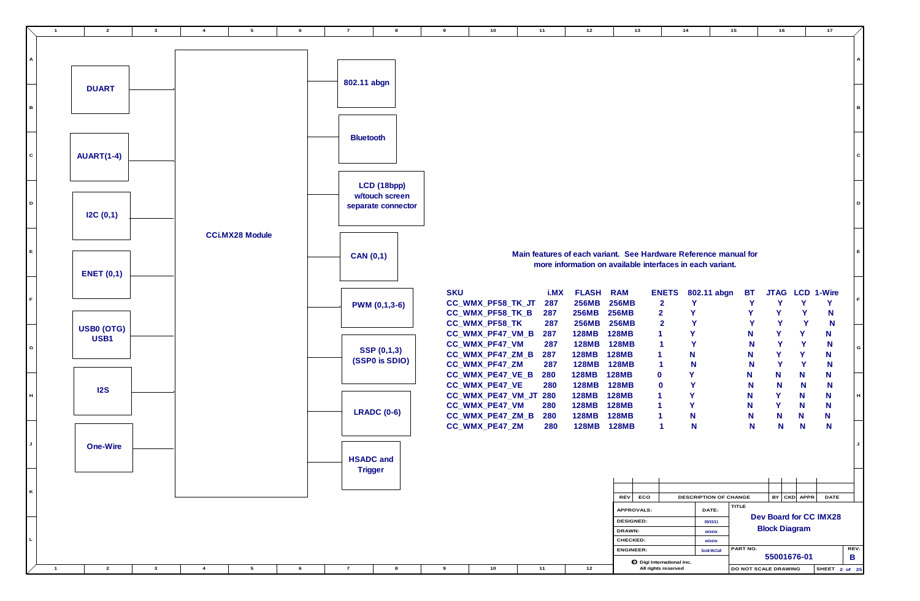# Dev Board for CC IMX28 Block Diagram

**CCi.MX28 Module**

Left side interfaces:
- DUART
- AUART(1-4)
- I2C (0,1)
- ENET (0,1)
- USB0 (OTG) USB1
- I2S
- One-Wire

Right side interfaces:
- 802.11 abgn
- Bluetooth
- LCD (18bpp) w/touch screen separate connector
- CAN (0,1)
- PWM (0,1,3-6)
- SSP (0,1,3) (SSP0 is SDIO)
- LRADC (0-6)
- HSADC and Trigger

**Main features of each variant. See Hardware Reference manual for more information on available interfaces in each variant.**

| SKU | i.MX | FLASH | RAM | ENETS | 802.11 abgn | BT | JTAG | LCD | 1-Wire |
|---|---|---|---|---|---|---|---|---|---|
| CC_WMX_PF58_TK_JT | 287 | 256MB | 256MB | 2 | Y | Y | Y | Y | Y |
| CC_WMX_PF58_TK_B | 287 | 256MB | 256MB | 2 | Y | Y | Y | Y | N |
| CC_WMX_PF58_TK | 287 | 256MB | 256MB | 2 | Y | Y | Y | Y | N |
| CC_WMX_PF47_VM_B | 287 | 128MB | 128MB | 1 | Y | N | Y | Y | N |
| CC_WMX_PF47_VM | 287 | 128MB | 128MB | 1 | Y | N | Y | Y | N |
| CC_WMX_PF47_ZM_B | 287 | 128MB | 128MB | 1 | N | N | Y | Y | N |
| CC_WMX_PF47_ZM | 287 | 128MB | 128MB | 1 | N | N | Y | Y | N |
| CC_WMX_PE47_VE_B | 280 | 128MB | 128MB | 0 | Y | N | N | N | N |
| CC_WMX_PE47_VE | 280 | 128MB | 128MB | 0 | Y | N | N | N | N |
| CC_WMX_PE47_VM_JT | 280 | 128MB | 128MB | 1 | Y | N | Y | N | N |
| CC_WMX_PE47_VM | 280 | 128MB | 128MB | 1 | Y | N | Y | N | N |
| CC_WMX_PE47_ZM_B | 280 | 128MB | 128MB | 1 | N | N | N | N | N |
| CC_WMX_PE47_ZM | 280 | 128MB | 128MB | 1 | N | N | N | N | N |

| REV | ECO | DESCRIPTION OF CHANGE | BY | CKD | APPR | DATE |
|---|---|---|---|---|---|---|

| APPROVALS: | DATE: |
|---|---|
| DESIGNED: | 09/15/11 |
| DRAWN: | xx/xx/xx |
| CHECKED: | xx/xx/xx |
| ENGINEER: | Scott McCall |

Digi International Inc. All rights reserved

TITLE: Dev Board for CC IMX28 Block Diagram

PART NO.: 55001676-01 REV.: B

DO NOT SCALE DRAWING — SHEET 2 of 25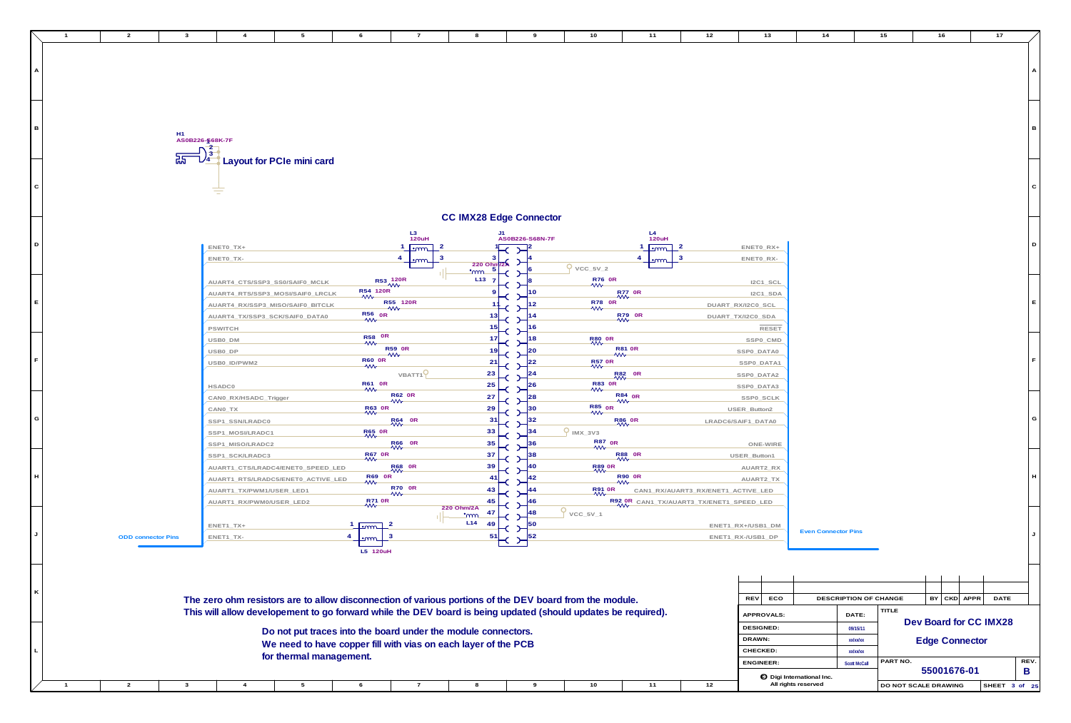H1
AS0B226-S68K-7F

**Layout for PCIe mini card**

## CC IMX28 Edge Connector

J1 AS0B226-S68N-7F

| Odd signal | Component | Pin | Pin | Component | Even signal |
|---|---|---|---|---|---|
| ENET0_TX+ | L3 120uH (1–2) | 1 | 2 | L4 120uH (1–2) | ENET0_RX+ |
| ENET0_TX- | L3 120uH (4–3) | 3 | 4 | L4 120uH (4–3) | ENET0_RX- |
| | L13 220 Ohm/2A | 5 | 6 | | VCC_5V_2 |
| AUART4_CTS/SSP3_SS0/SAIF0_MCLK | R53 120R | 7 | 8 | R76 0R | I2C1_SCL |
| AUART4_RTS/SSP3_MOSI/SAIF0_LRCLK | R54 120R | 9 | 10 | R77 0R | I2C1_SDA |
| AUART4_RX/SSP3_MISO/SAIF0_BITCLK | R55 120R | 11 | 12 | R78 0R | DUART_RX/I2C0_SCL |
| AUART4_TX/SSP3_SCK/SAIF0_DATA0 | R56 0R | 13 | 14 | R79 0R | DUART_TX/I2C0_SDA |
| PSWITCH | | 15 | 16 | | RESET |
| USB0_DM | R58 0R | 17 | 18 | R80 0R | SSP0_CMD |
| USB0_DP | R59 0R | 19 | 20 | R81 0R | SSP0_DATA0 |
| USB0_ID/PWM2 | R60 0R | 21 | 22 | R57 0R | SSP0_DATA1 |
| VBATT1 | | 23 | 24 | R82 0R | SSP0_DATA2 |
| HSADC0 | R61 0R | 25 | 26 | R83 0R | SSP0_DATA3 |
| CAN0_RX/HSADC_Trigger | R62 0R | 27 | 28 | R84 0R | SSP0_SCLK |
| CAN0_TX | R63 0R | 29 | 30 | R85 0R | USER_Button2 |
| SSP1_SSN/LRADC0 | R64 0R | 31 | 32 | R86 0R | LRADC6/SAIF1_DATA0 |
| SSP1_MOSI/LRADC1 | R65 0R | 33 | 34 | | IMX_3V3 |
| SSP1_MISO/LRADC2 | R66 0R | 35 | 36 | R87 0R | ONE-WIRE |
| SSP1_SCK/LRADC3 | R67 0R | 37 | 38 | R88 0R | USER_Button1 |
| AUART1_CTS/LRADC4/ENET0_SPEED_LED | R68 0R | 39 | 40 | R89 0R | AUART2_RX |
| AUART1_RTS/LRADC5/ENET0_ACTIVE_LED | R69 0R | 41 | 42 | R90 0R | AUART2_TX |
| AUART1_TX/PWM1/USER_LED1 | R70 0R | 43 | 44 | R91 0R | CAN1_RX/AUART3_RX/ENET1_ACTIVE_LED |
| AUART1_RX/PWM0/USER_LED2 | R71 0R | 45 | 46 | R92 0R | CAN1_TX/AUART3_TX/ENET1_SPEED_LED |
| | L14 220 Ohm/2A | 47 | 48 | | VCC_5V_1 |
| ENET1_TX+ | L5 120uH (1–2) | 49 | 50 | | ENET1_RX+/USB1_DM |
| ENET1_TX- | L5 120uH (4–3) | 51 | 52 | | ENET1_RX-/USB1_DP |

ODD connector Pins

Even Connector Pins

**The zero ohm resistors are to allow disconnection of various portions of the DEV board from the module.**
**This will allow developement to go forward while the DEV board is being updated (should updates be required).**

**Do not put traces into the board under the module connectors.**
**We need to have copper fill with vias on each layer of the PCB for thermal management.**

| REV | ECO | DESCRIPTION OF CHANGE | BY | CKD | APPR | DATE |
|---|---|---|---|---|---|---|

| APPROVALS: | DATE: |
|---|---|
| DESIGNED: | 09/15/11 |
| DRAWN: | xx/xx/xx |
| CHECKED: | xx/xx/xx |
| ENGINEER: | Scott McCall |

Digi International Inc. All rights reserved

TITLE: **Dev Board for CC IMX28** — **Edge Connector**

PART NO. 55001676-01 REV. B

DO NOT SCALE DRAWING — SHEET 3 of 25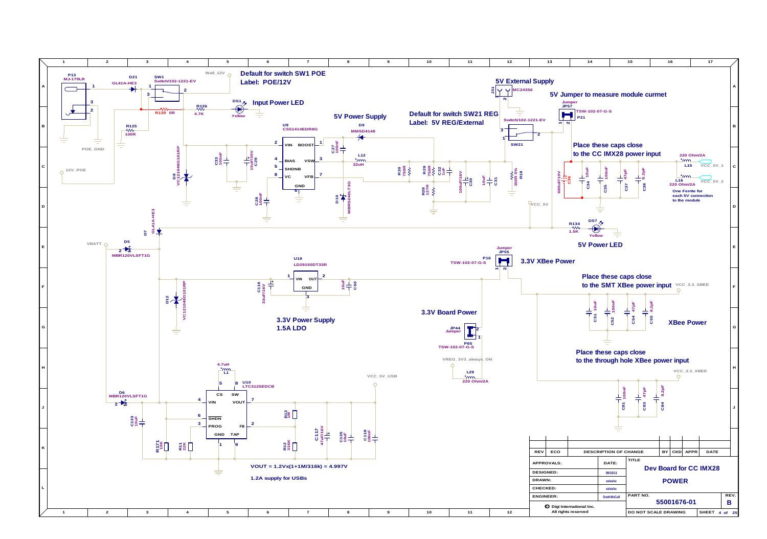## Default for switch SW1 POE
**Label: POE/12V**

P13 MJ-179LR
D21 GL41A-HE3
SW1 Switch/102-1221-EV
Wall_12V
R130 0R
R126 4.7K
DS1 Yellow
**Input Power LED**
R125 100R
POE_GND
12V_POE

## 5V Power Supply

U9 CS51414EDR8G
VIN, BOOST, BIAS, VSW, SHDNB, VC, VFB, GND
D8 VC121048G101RP
C33 100nF
C29 15uF/35V
C28 100nF
C27 100nF
D9 MMSD4148
L12 22uH
D10 MBRS240LT3G
R30 750R
R29 750R
R28 127R
C32 1uF
C30 100uF/16V
C31 10uF
R18 150R 5%

## Default for switch SW21 REG
**Label: 5V REG/External**

Switch/102-1221-EV
SW21

## 5V External Supply

J31 MC24356

## 5V Jumper to measure module curmet

Jumper JP57 TSW-102-07-G-S P21

**Place these caps close to the CC IMX28 power input**

C36 680uF/10V
C34 10uF
C35 100nF
C37 47pF
C38 8.2pF
L15 220 Ohm/2A — VCC_5V_1
L16 220 Ohm/2A — VCC_5V_2
One Ferrite for each 5V connection to the module
VCC_5V
R134 1.5K
DS7 Yellow

**5V Power LED**

D7 GL41A-HE3
VBATT
D5 MBR120VLSFT1G

## 3.3V Power Supply
**1.5A LDO**

U19 LD29150DT33R
VIN, OUT, GND
C116 33uF/16V
C50 10uF
D12 VC121048G101RP

## 3.3V XBee Power

Jumper JP55
P16 TSW-102-07-G-S

**Place these caps close to the SMT XBee power input**
VCC_3.3_XBEE
C51 10uF
C52 100nF
C54 47pF
C55 8.2pF

**XBee Power**

## 3.3V Board Power

JP44 Jumper
P65 TSW-102-07-G-S
VREG_3V3_always_ON
L29 220 Ohm/2A

**Place these caps close to the through hole XBee power input**
VCC_3.3_XBEE
C81 100nF
C83 47pF
C84 8.2pF

D6 MBR120VLSFT1G
C133 10uF
L1 4.7uH
U10 LTC3125EDCB
CS, SW, VIN, VOUT, SHDN, PROG, FB, GND, TAP
R171 10K
R11 22K
R13 1M
R12 316K
C117 47uF/16V
C135 10uF
C118 100nF
VCC_5V_USB

$VOUT = 1.2V x (1 + 1M/316k) = 4.997V$

**1.2A supply for USBs**

| REV | ECO | DESCRIPTION OF CHANGE | BY | CKD | APPR | DATE |
|---|---|---|---|---|---|---|

| APPROVALS: | DATE: |
|---|---|
| DESIGNED: | 09/15/11 |
| DRAWN: | xx/xx/xx |
| CHECKED: | xx/xx/xx |
| ENGINEER: | Scott McCall |

TITLE: **Dev Board for CC IMX28 — POWER**

PART NO.: 55001676-01 — REV.: B

Digi International Inc. All rights reserved

DO NOT SCALE DRAWING — SHEET 4 of 25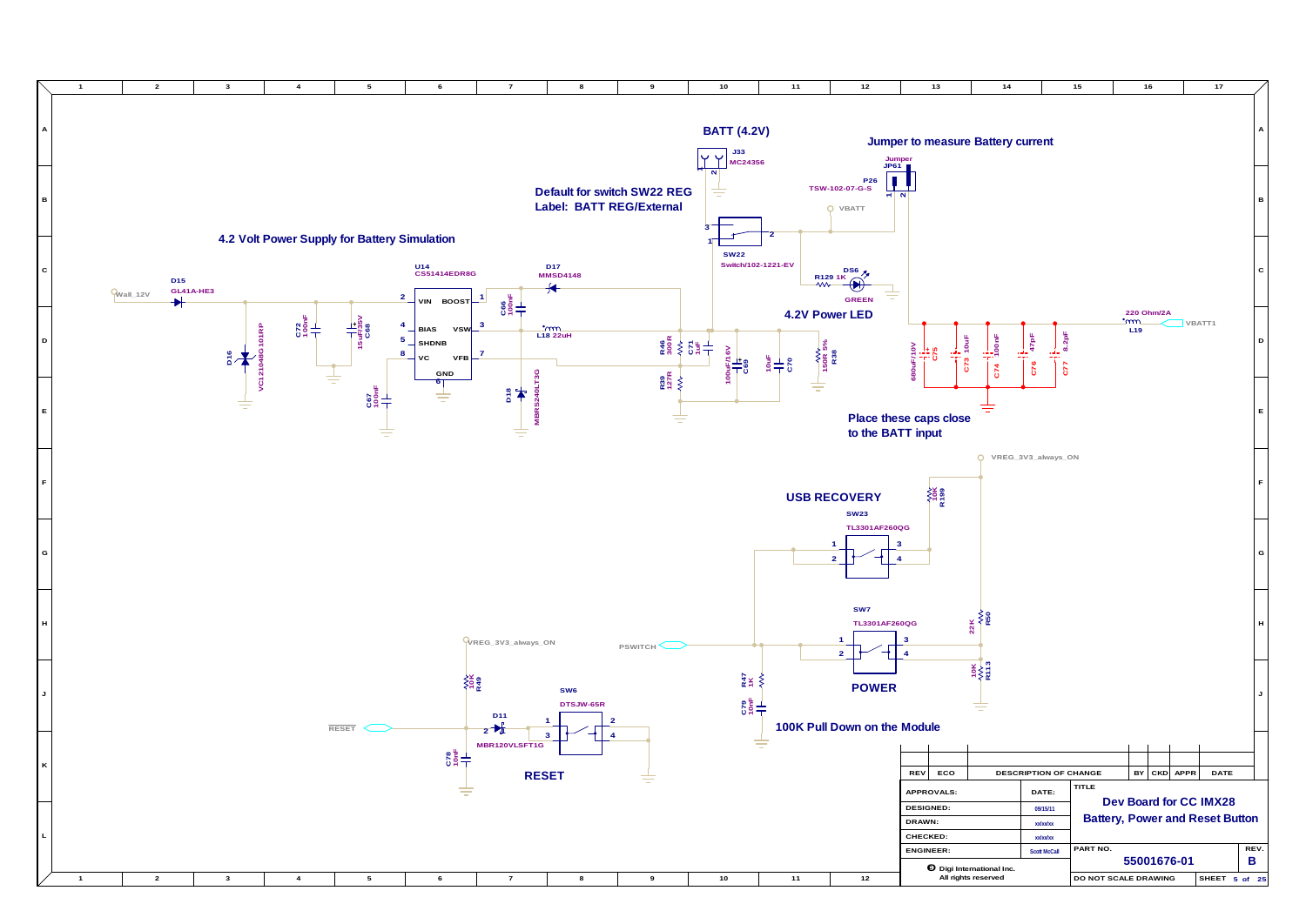## 4.2 Volt Power Supply for Battery Simulation

Wall_12V

D15 GL41A-HE3

D16 VC12104B101RP

C72 100nF

C68 15uF/35V

U14 CS51414EDR8G

| Pin | Name |
|---|---|
| 2 | VIN |
| 1 | BOOST |
| 4 | BIAS |
| 3 | VSW |
| 5 | SHDNB |
| 8 | VC |
| 7 | VFB |
| 6 | GND |

C67 100nF

C66 100nF

D17 MMSD4148

L18 22uH

D18 MBRS240LT3G

R46 309R

R39 127R

C71 1uF

C69 100uF/16V

C70 10uF

R38 150R 5%

## BATT (4.2V)

J33 MC24356

**Default for switch SW22 REG**
**Label: BATT REG/External**

SW22 Switch/102-1221-EV

VBATT

R129 1K

DS6 GREEN

## 4.2V Power LED

## Jumper to measure Battery current

Jumper JP61

P26 TSW-102-07-G-S

C75 680uF/10V

C73 10uF

C74 100nF

C76 47pF

C77 8.2pF

L19 220 Ohm/2A

VBATT1

**Place these caps close to the BATT input**

VREG_3V3_always_ON

R199 10K

## USB RECOVERY

SW23 TL3301AF260QG

PSWITCH

SW7 TL3301AF260QG

R50 22K

R113 10K

R47 1K

C79 10nF

## POWER

**100K Pull Down on the Module**

VREG_3V3_always_ON

R49 10K

RESET

D11 MBR120VLSFT1G

C78 10nF

SW6 DTSJW-65R

## RESET

| REV | ECO | DESCRIPTION OF CHANGE | BY | CKD | APPR | DATE |
|---|---|---|---|---|---|---|
| | | | | | | |

| APPROVALS: | DATE: |
|---|---|
| DESIGNED: | 09/15/11 |
| DRAWN: | xx/xx/xx |
| CHECKED: | xx/xx/xx |
| ENGINEER: | Scott McCall |

Digi International Inc.
All rights reserved

TITLE
**Dev Board for CC IMX28**
**Battery, Power and Reset Button**

PART NO. 55001676-01 REV. B

DO NOT SCALE DRAWING

SHEET 5 of 25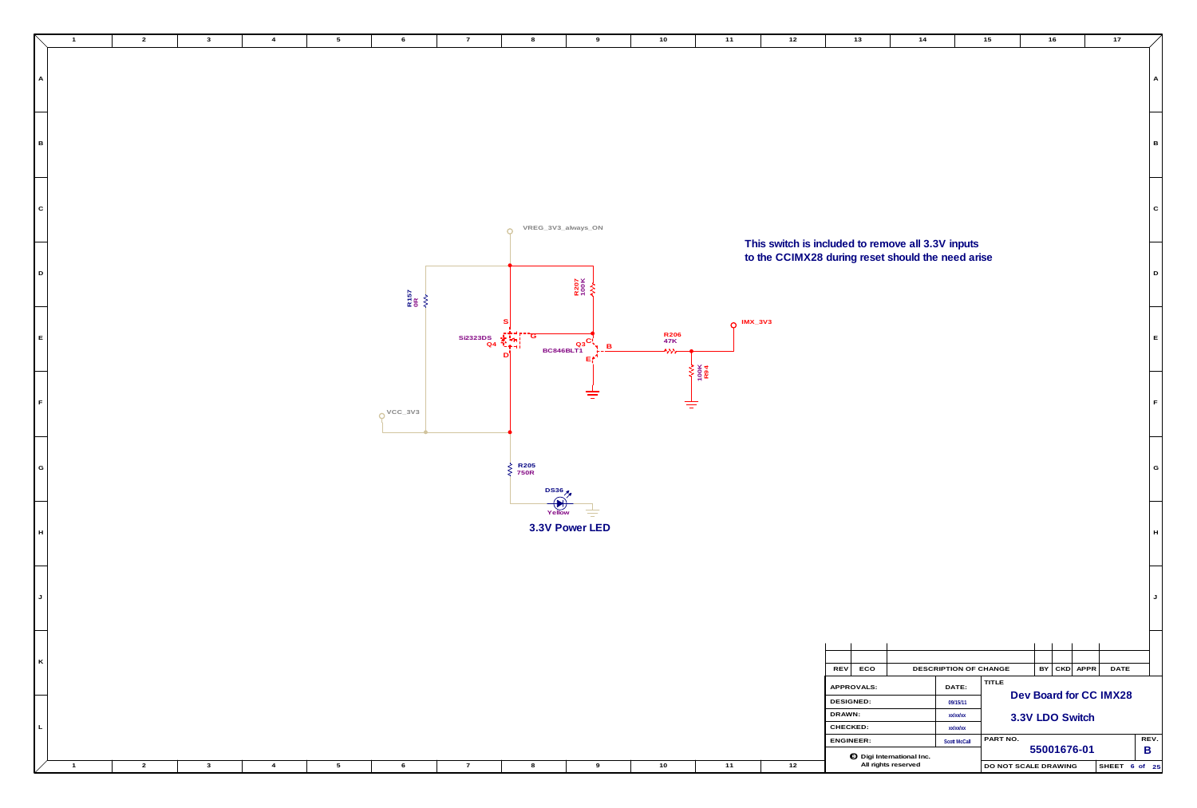VREG_3V3_always_ON

R157
0R

R207
100K

S

Si2323DS
Q4

G

Q3
BC846BLT1

C

B

E

D

R206
47K

IMX_3V3

100K
R94

VCC_3V3

R205
750R

DS36

Yellow

**3.3V Power LED**

**This switch is included to remove all 3.3V inputs to the CCIMX28 during reset should the need arise**

| REV | ECO | DESCRIPTION OF CHANGE | BY | CKD | APPR | DATE |
|---|---|---|---|---|---|---|

| APPROVALS: | DATE: |
|---|---|
| DESIGNED: | 09/15/11 |
| DRAWN: | xx/xx/xx |
| CHECKED: | xx/xx/xx |
| ENGINEER: | Scott McCall |

Digi International Inc.
All rights reserved

TITLE
**Dev Board for CC IMX28**
**3.3V LDO Switch**

PART NO. **55001676-01**  REV. **B**

DO NOT SCALE DRAWING  SHEET 6 of 25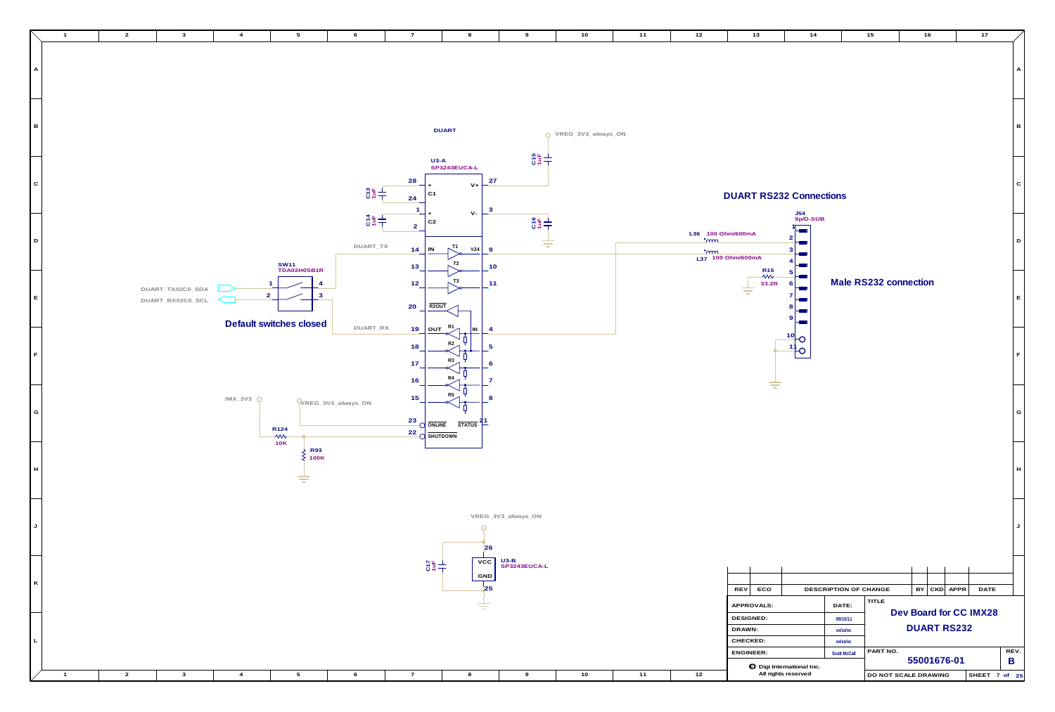DUART

U3-A
SP3243EUCA-L

VREG_3V3_always_ON

C15 1uF

C13 1uF

C14 1uF

C16 1uF

28 + C1
24
1 + C2
2
27 V+
3 V-

DUART_TX
14 IN T1 V24 9
13 T2 10
12 T3 11
20 R2OUT
DUART_RX
19 OUT R1 IN 4
18 R2 5
17 R3 6
16 R4 7
15 R5 8
23 ONLINE STATUS 21
22 SHUTDOWN

SW11
TDA02H0SB1R
1 4
2 3

DUART_TX/I2C0_SDA
DUART_RX/I2C0_SCL

**Default switches closed**

IMX_3V3
VREG_3V3_always_ON
R124 10K
R93 100K

## DUART RS232 Connections

J54
9p/D-SUB

L36 100 Ohm/600mA
L37 100 Ohm/600mA
R15 33.2R

1 2 3 4 5 6 7 8 9 10 11

**Male RS232 connection**

VREG_3V3_always_ON
26
C17 1uF
VCC
GND
25
U3-B
SP3243EUCA-L

| REV | ECO | DESCRIPTION OF CHANGE | BY | CKD | APPR | DATE |
|---|---|---|---|---|---|---|

| APPROVALS: | DATE: |
|---|---|
| DESIGNED: | 09/15/11 |
| DRAWN: | xx/xx/xx |
| CHECKED: | xx/xx/xx |
| ENGINEER: | Scott McCall |

© Digi International Inc.
All rights reserved

TITLE
**Dev Board for CC IMX28**
**DUART RS232**

PART NO. **55001676-01** REV. **B**

DO NOT SCALE DRAWING SHEET 7 of 25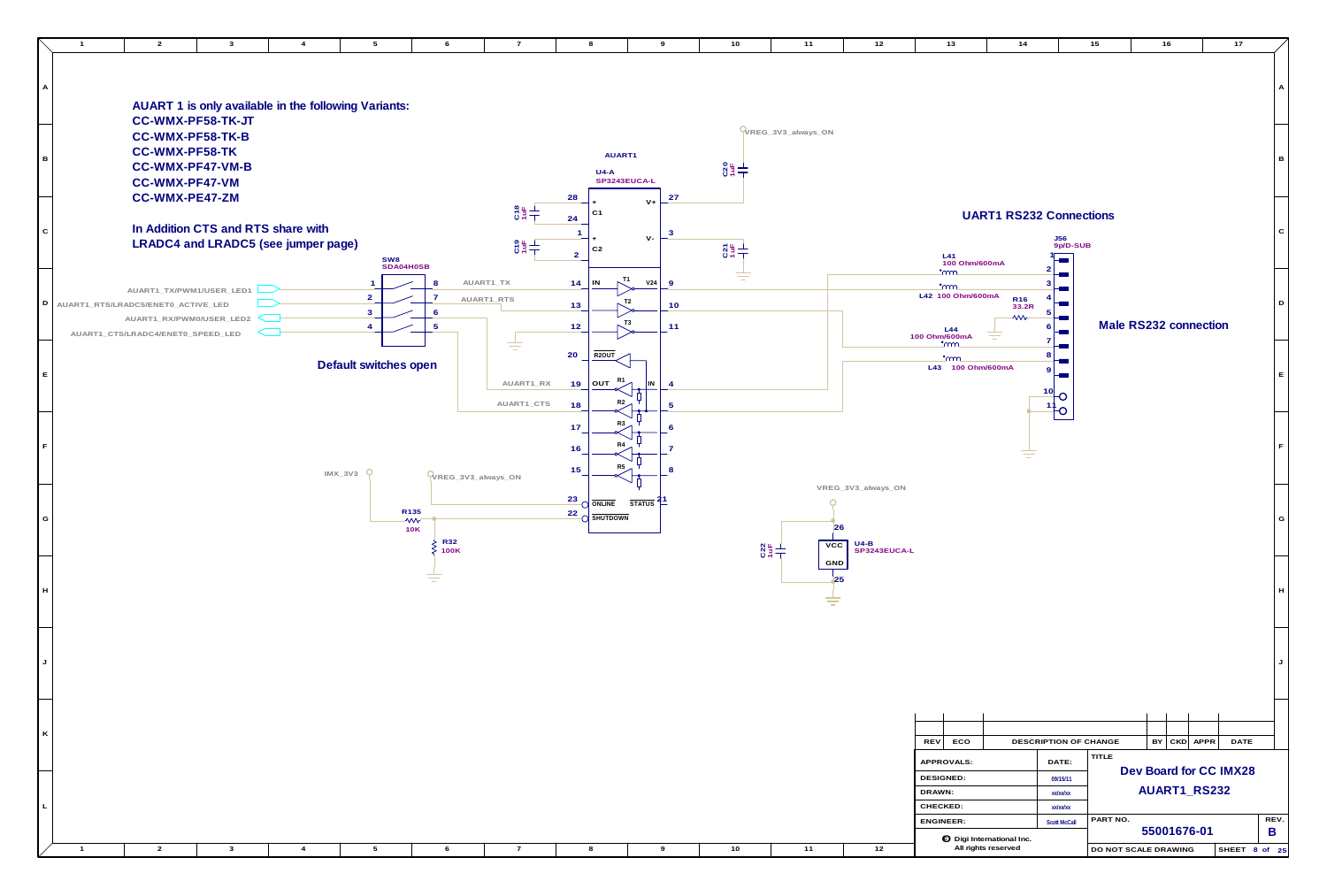**AUART 1 is only available in the following Variants:**

**CC-WMX-PF58-TK-JT**
**CC-WMX-PF58-TK-B**
**CC-WMX-PF58-TK**
**CC-WMX-PF47-VM-B**
**CC-WMX-PF47-VM**
**CC-WMX-PE47-ZM**

**In Addition CTS and RTS share with LRADC4 and LRADC5 (see jumper page)**

**Default switches open**

**UART1 RS232 Connections**

**Male RS232 connection**

AUART1

U4-A
SP3243EUCA-L

SW8
SDA04H0SB

AUART1_TX/PWM1/USER_LED1
AUART1_RTS/LRADC5/ENET0_ACTIVE_LED
AUART1_RX/PWM0/USER_LED2
AUART1_CTS/LRADC4/ENET0_SPEED_LED

AUART1_TX
AUART1_RTS
AUART1_RX
AUART1_CTS

VREG_3V3_always_ON
IMX_3V3

C18 1uF, C19 1uF, C20 1uF, C21 1uF, C22 1uF

R135 10K
R32 100K
R16 33.2R

L41 100 Ohm/600mA
L42 100 Ohm/600mA
L43 100 Ohm/600mA
L44 100 Ohm/600mA

J56
9p/D-SUB

U4-B
SP3243EUCA-L

| REV | ECO | DESCRIPTION OF CHANGE | BY | CKD | APPR | DATE |
|---|---|---|---|---|---|---|

| APPROVALS: | DATE: |
|---|---|
| DESIGNED: | 09/15/11 |
| DRAWN: | xx/xx/xx |
| CHECKED: | xx/xx/xx |
| ENGINEER: | Scott McCall |

TITLE: **Dev Board for CC IMX28**
**AUART1_RS232**

PART NO. **55001676-01** REV. **B**

Digi International Inc.
All rights reserved

DO NOT SCALE DRAWING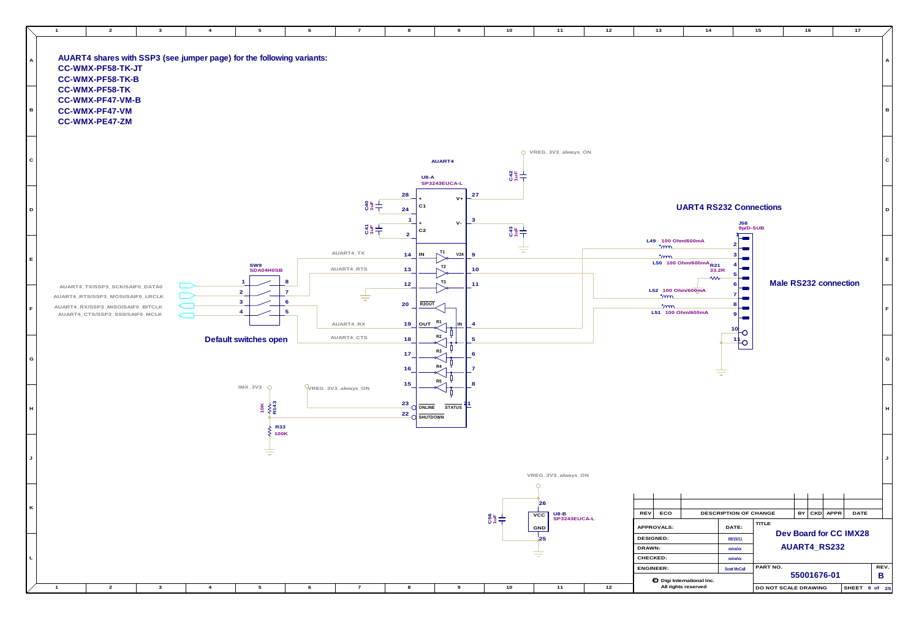**AUART4 shares with SSP3 (see jumper page) for the following variants:**

**CC-WMX-PF58-TK-JT**
**CC-WMX-PF58-TK-B**
**CC-WMX-PF58-TK**
**CC-WMX-PF47-VM-B**
**CC-WMX-PF47-VM**
**CC-WMX-PE47-ZM**

AUART4

U8-A SP3243EUCA-L

VREG_3V3_always_ON

C42 1uF
C40 1uF
C41 1uF
C43 1uF

SW9 SDA04H0SB

AUART4_TX/SSP3_SCK/SAIF0_DATA0
AUART4_RTS/SSP3_MOSI/SAIF0_LRCLK
AUART4_RX/SSP3_MISO/SAIF0_BITCLK
AUART4_CTS/SSP3_SS0/SAIF0_MCLK

AUART4_TX
AUART4_RTS
AUART4_RX
AUART4_CTS

**Default switches open**

IMX_3V3
R143 10K
R33 100K

ONLINE
SHUTDOWN
STATUS
R2OUT

U8-B SP3243EUCA-L
C56 1uF
VCC
GND

## UART4 RS232 Connections

J58 9p/D-SUB

L49 100 Ohm/600mA
L50 100 Ohm/600mA
R21 33.2R
L52 100 Ohm/600mA
L51 100 Ohm/600mA

**Male RS232 connection**

| REV | ECO | DESCRIPTION OF CHANGE | BY | CKD | APPR | DATE |
|---|---|---|---|---|---|---|

| APPROVALS: | DATE: |
|---|---|
| DESIGNED: | 09/15/11 |
| DRAWN: | xx/xx/xx |
| CHECKED: | xx/xx/xx |
| ENGINEER: | Scott McCall |

Digi International Inc. All rights reserved

TITLE: **Dev Board for CC IMX28**
**AUART4_RS232**

PART NO. **55001676-01** REV. **B**

DO NOT SCALE DRAWING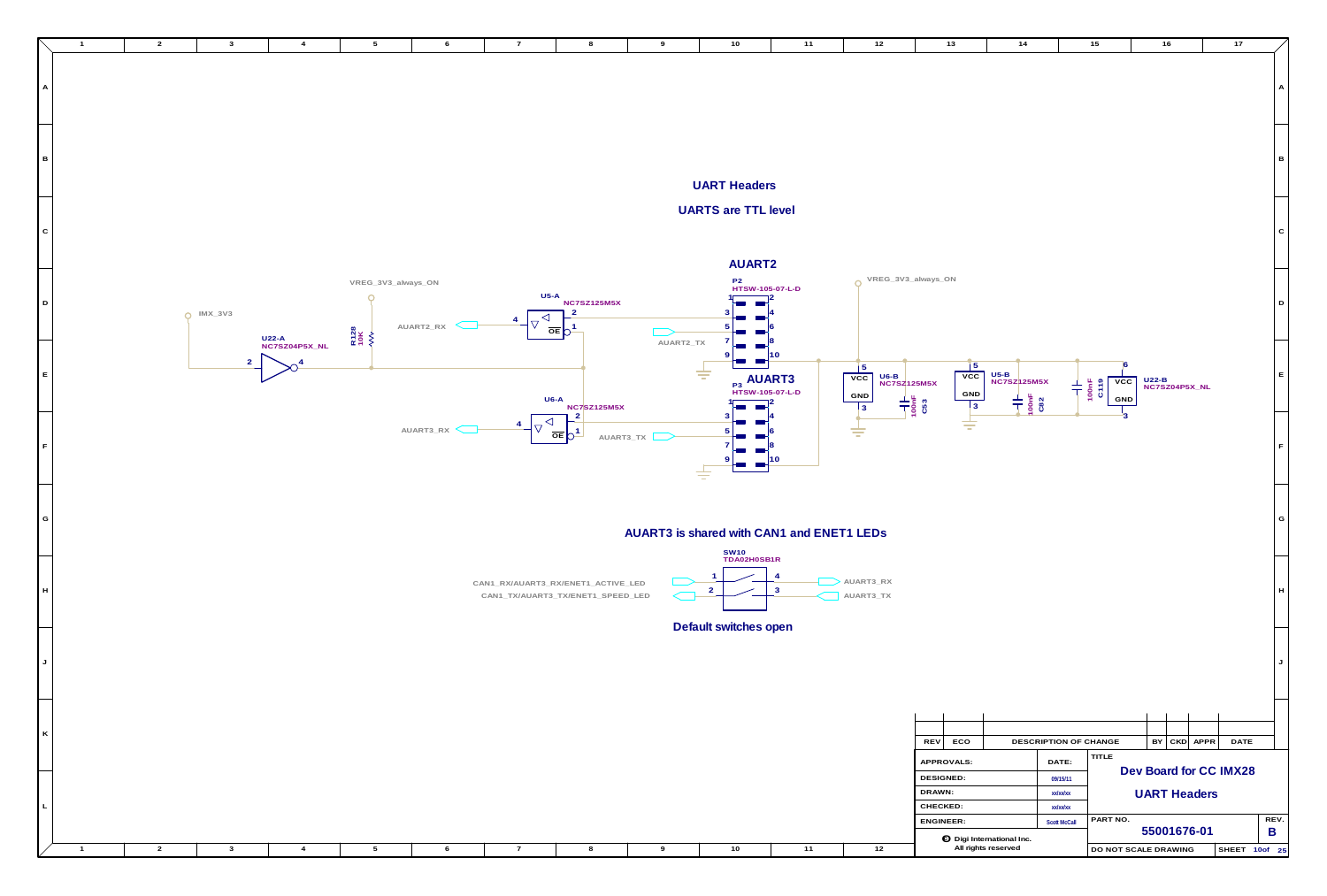# UART Headers

## UARTS are TTL level

### AUART2

P2
HTSW-105-07-L-D

| Pin | Net | Pin | Net |
|---|---|---|---|
| 1 | | 2 | |
| 3 | | 4 | |
| 5 | AUART2_TX | 6 | |
| 7 | | 8 | |
| 9 | | 10 | |

### AUART3

P3
HTSW-105-07-L-D

| Pin | Net | Pin | Net |
|---|---|---|---|
| 1 | | 2 | |
| 3 | | 4 | |
| 5 | AUART3_TX | 6 | |
| 7 | | 8 | |
| 9 | | 10 | |

- U5-A NC7SZ125M5X (pins 4, 2, 1 OE) — AUART2_RX
- U6-A NC7SZ125M5X (pins 4, 2, 1 OE) — AUART3_RX
- U22-A NC7SZ04P5X_NL (pins 2, 4) — IMX_3V3
- R128 10K — VREG_3V3_always_ON
- U6-B NC7SZ125M5X (VCC 5, GND 3), C53 100nF
- U5-B NC7SZ125M5X (VCC 5, GND 3), C52 100nF
- U22-B NC7SZ04P5X_NL (VCC 6, GND 3), C119 100nF
- VREG_3V3_always_ON

## AUART3 is shared with CAN1 and ENET1 LEDs

SW10
TDA02H0SB1R

- CAN1_RX/AUART3_RX/ENET1_ACTIVE_LED — 1 / 4 — AUART3_RX
- CAN1_TX/AUART3_TX/ENET1_SPEED_LED — 2 / 3 — AUART3_TX

**Default switches open**

| REV | ECO | DESCRIPTION OF CHANGE | BY | CKD | APPR | DATE |
|---|---|---|---|---|---|---|
| | | | | | | |

| APPROVALS: | DATE: |
|---|---|
| DESIGNED: | 09/15/11 |
| DRAWN: | xx/xx/xx |
| CHECKED: | xx/xx/xx |
| ENGINEER: | Scott McCall |

Digi International Inc.
All rights reserved

TITLE: Dev Board for CC IMX28 — UART Headers

PART NO.: 55001676-01 — REV.: B

DO NOT SCALE DRAWING — SHEET 10 of 25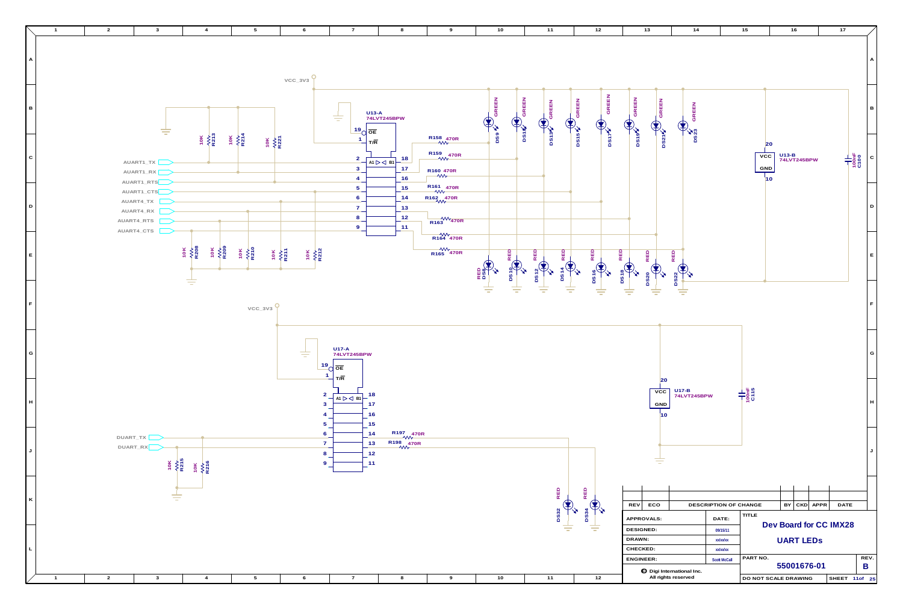VCC_3V3

U13-A
74LVT245BPW

19 OE
1 T/R

A1 ▷◁ B1

| A pin | B pin |
|---|---|
| 2 | 18 |
| 3 | 17 |
| 4 | 16 |
| 5 | 15 |
| 6 | 14 |
| 7 | 13 |
| 8 | 12 |
| 9 | 11 |

AUART1_TX
AUART1_RX
AUART1_RTS
AUART1_CTS
AUART4_TX
AUART4_RX
AUART4_RTS
AUART4_CTS

10K R213
10K R214
10K R221
10K R208
10K R209
10K R210
10K R211
10K R212

R158 470R
R159 470R
R160 470R
R161 470R
R162 470R
R163 470R
R164 470R
R165 470R

GREEN DS9
GREEN DS11
GREEN DS13
GREEN DS15
GREEN DS17
GREEN DS19
GREEN DS21
GREEN DS23

RED DS8
RED DS10
RED DS12
RED DS14
RED DS16
RED DS18
RED DS20
RED DS22

U13-B
74LVT245BPW
20 VCC
GND 10

100nF C100

VCC_3V3

U17-A
74LVT245BPW

19 OE
1 T/R

A1 ▷◁ B1

| A pin | B pin |
|---|---|
| 2 | 18 |
| 3 | 17 |
| 4 | 16 |
| 5 | 15 |
| 6 | 14 |
| 7 | 13 |
| 8 | 12 |
| 9 | 11 |

DUART_TX
DUART_RX

10K R215
10K R216

R197 470R
R198 470R

RED DS32
RED DS34

U17-B
74LVT245BPW
20 VCC
GND 10

100nF C115

| REV | ECO | DESCRIPTION OF CHANGE | BY | CKD | APPR | DATE |
|---|---|---|---|---|---|---|
| | | | | | | |

| APPROVALS: | DATE: |
|---|---|
| DESIGNED: | 09/15/11 |
| DRAWN: | xx/xx/xx |
| CHECKED: | xx/xx/xx |
| ENGINEER: | Scott McCall |

Digi International Inc.
All rights reserved

TITLE
**Dev Board for CC IMX28**
**UART LEDs**

PART NO. **55001676-01**
REV. **B**

DO NOT SCALE DRAWING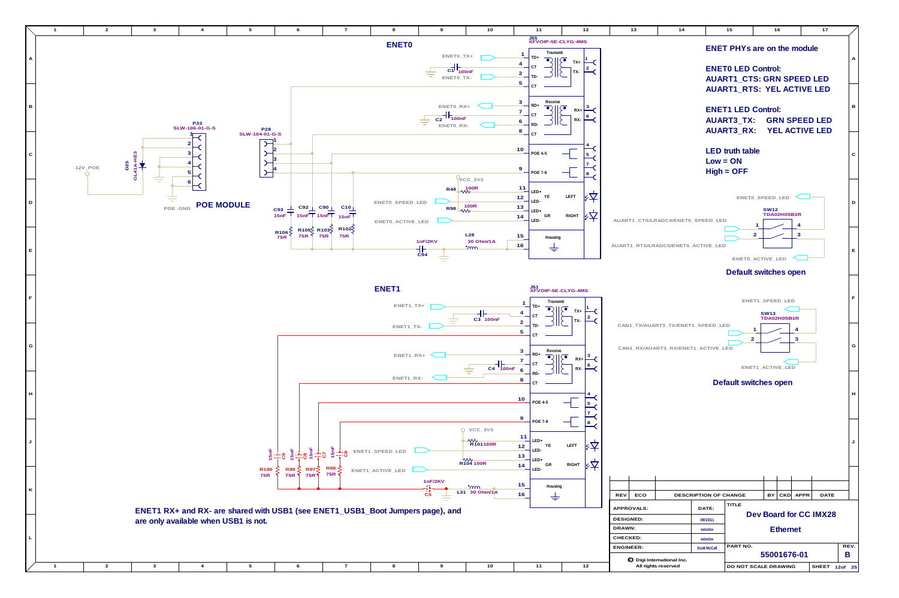## ENET0

J55 XFVOIP-5E-CLYG-4MS

ENET0_TX+, ENET0_TX-, ENET0_RX+, ENET0_RX-, ENET0_SPEED_LED, ENET0_ACTIVE_LED

C1 100nF, C2 100nF, C93 15nF, C92 15nF, C90 15nF, C10 15nF, R106 75R, R105 75R, R103 75R, R102 75R, R48 100R, R98 100R, L28 30 Ohm/1A, C94 1nF/2KV, VCC_3V3

P33 SLW-106-01-G-S, P28 SLW-104-01-G-S, D25 GL41A-HE3, 12V_POE, POE_GND

**POE MODULE**

## ENET1

J51 XFVOIP-5E-CLYG-4MS

ENET1_TX+, ENET1_TX-, ENET1_RX+, ENET1_RX-, ENET1_SPEED_LED, ENET1_ACTIVE_LED

C3 100nF, C4 100nF, C9 15nF, C8 15nF, C7 15nF, C6 15nF, R100 75R, R99 75R, R97 75R, R95 75R, R101 100R, R104 100R, L31 30 Ohm/1A, C5 1nF/2KV, VCC_3V3

**ENET1 RX+ and RX- are shared with USB1 (see ENET1_USB1_Boot Jumpers page), and are only available when USB1 is not.**

**ENET PHYs are on the module**

**ENET0 LED Control:**
**AUART1_CTS: GRN SPEED LED**
**AUART1_RTS: YEL ACTIVE LED**

**ENET1 LED Control:**
**AUART3_TX: GRN SPEED LED**
**AUART3_RX: YEL ACTIVE LED**

**LED truth table**
**Low = ON**
**High = OFF**

SW12 TDA02H0SB1R — AUART1_CTS/LRADC4/ENET0_SPEED_LED, AUART1_RTS/LRADC5/ENET0_ACTIVE_LED, ENET0_SPEED_LED, ENET0_ACTIVE_LED

**Default switches open**

SW13 TDA02H0SB1R — CAN1_TX/AUART3_TX/ENET1_SPEED_LED, CAN1_RX/AUART3_RX/ENET1_ACTIVE_LED, ENET1_SPEED_LED, ENET1_ACTIVE_LED

**Default switches open**

| REV | ECO | DESCRIPTION OF CHANGE | BY | CKD | APPR | DATE |
|---|---|---|---|---|---|---|

| APPROVALS: | DATE: |
|---|---|
| DESIGNED: | 09/15/11 |
| DRAWN: | xx/xx/xx |
| CHECKED: | xx/xx/xx |
| ENGINEER: | Scott McCall |

TITLE: Dev Board for CC IMX28 — Ethernet

PART NO. 55001676-01 — REV. B

Digi International Inc. All rights reserved

DO NOT SCALE DRAWING — SHEET 12 of 25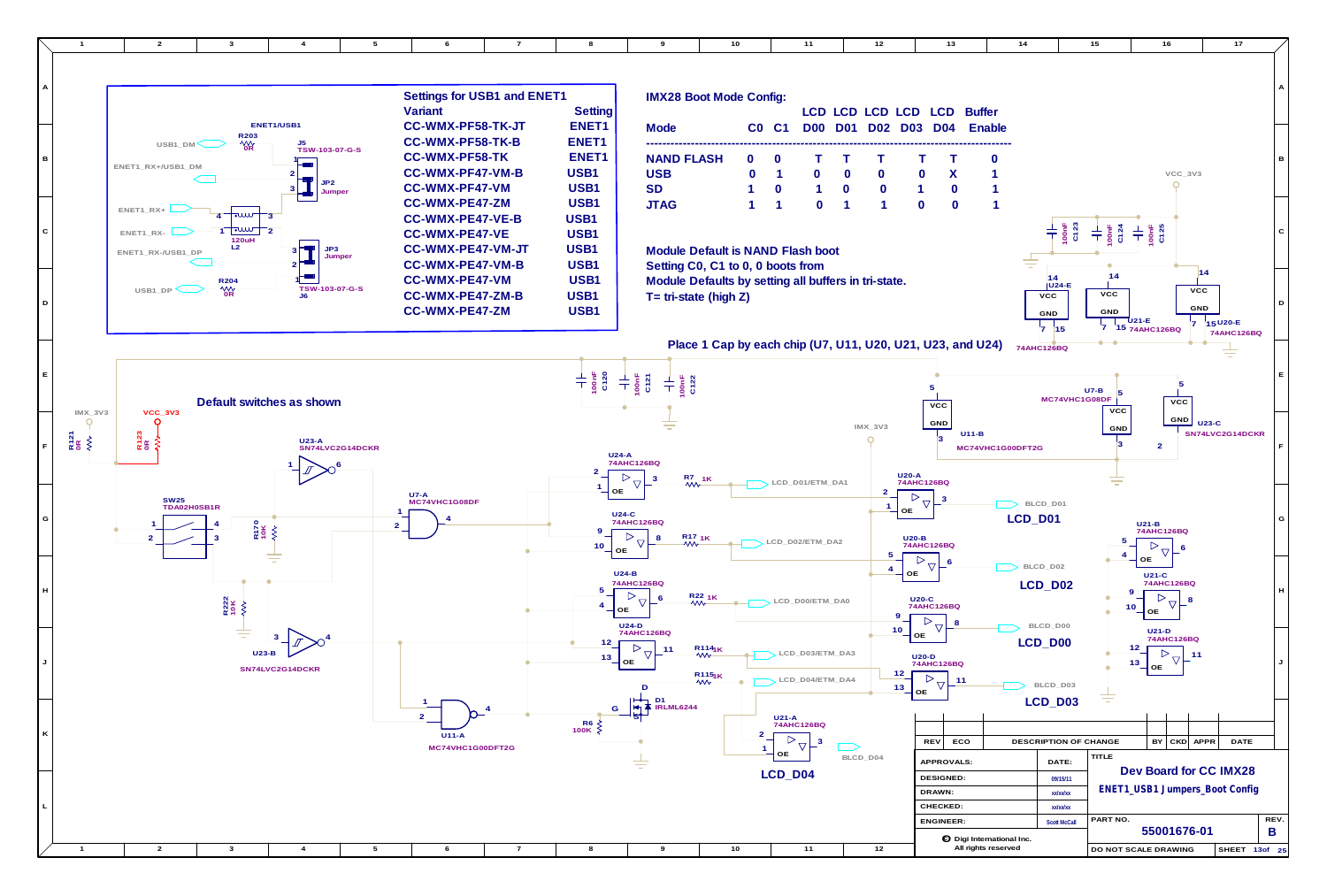## Settings for USB1 and ENET1

| Variant | Setting |
|---|---|
| CC-WMX-PF58-TK-JT | ENET1 |
| CC-WMX-PF58-TK-B | ENET1 |
| CC-WMX-PF58-TK | ENET1 |
| CC-WMX-PF47-VM-B | USB1 |
| CC-WMX-PF47-VM | USB1 |
| CC-WMX-PE47-ZM | USB1 |
| CC-WMX-PE47-VE-B | USB1 |
| CC-WMX-PE47-VE | USB1 |
| CC-WMX-PE47-VM-JT | USB1 |
| CC-WMX-PE47-VM-B | USB1 |
| CC-WMX-PE47-VM | USB1 |
| CC-WMX-PE47-ZM-B | USB1 |
| CC-WMX-PE47-ZM | USB1 |

ENET1/USB1

USB1_DM, R203 0R, J5 TSW-103-07-G-S, ENET1_RX+/USB1_DM, JP2 Jumper, ENET1_RX+, ENET1_RX-, L2 120uH, ENET1_RX-/USB1_DP, JP3 Jumper, USB1_DP, R204 0R, TSW-103-07-G-S J6

## IMX28 Boot Mode Config:

| Mode | C0 | C1 | LCD D00 | LCD D01 | LCD D02 | LCD D03 | LCD D04 | Buffer Enable |
|---|---|---|---|---|---|---|---|---|
| NAND FLASH | 0 | 0 | T | T | T | T | T | 0 |
| USB | 0 | 1 | 0 | 0 | 0 | 0 | X | 1 |
| SD | 1 | 0 | 1 | 0 | 0 | 1 | 0 | 1 |
| JTAG | 1 | 1 | 0 | 1 | 1 | 0 | 0 | 1 |

Module Default is NAND Flash boot
Setting C0, C1 to 0, 0 boots from
Module Defaults by setting all buffers in tri-state.
T= tri-state (high Z)

Place 1 Cap by each chip (U7, U11, U20, U21, U23, and U24)

Default switches as shown

IMX_3V3, VCC_3V3, R121 0R, R123 0R, SW25 TDA02H0SB1R, R170 10K, R222 10K, U23-A SN74LVC2G14DCKR, U23-B SN74LVC2G14DCKR, U7-A MC74VHC1G08DF, U11-A MC74VHC1G00DFT2G, D1 IRLML6244, R6 100K

C120 100nF, C121 100nF, C122 100nF, C123 100nF, C124 100nF, C125 100nF

U24-A 74AHC126BQ, U24-C 74AHC126BQ, U24-B 74AHC126BQ, U24-D 74AHC126BQ, U24-E 74AHC126BQ, U21-A 74AHC126BQ, U21-B 74AHC126BQ, U21-C 74AHC126BQ, U21-D 74AHC126BQ, U21-E 74AHC126BQ, U20-A 74AHC126BQ, U20-B 74AHC126BQ, U20-C 74AHC126BQ, U20-D 74AHC126BQ, U20-E 74AHC126BQ, U7-B MC74VHC1G08DF, U11-B MC74VHC1G00DFT2G, U23-C SN74LVC2G14DCKR

R7 1K LCD_D01/ETM_DA1, R17 1K LCD_D02/ETM_DA2, R22 1K LCD_D00/ETM_DA0, R114 1K LCD_D03/ETM_DA3, R115 1K LCD_D04/ETM_DA4

BLCD_D01 LCD_D01, BLCD_D02 LCD_D02, BLCD_D00 LCD_D00, BLCD_D03 LCD_D03, BLCD_D04 LCD_D04

| REV | ECO | DESCRIPTION OF CHANGE | BY | CKD | APPR | DATE |
|---|---|---|---|---|---|---|

| | DATE: |
|---|---|
| APPROVALS: | |
| DESIGNED: | 09/15/11 |
| DRAWN: | xx/xx/xx |
| CHECKED: | xx/xx/xx |
| ENGINEER: | Scott McCall |

Digi International Inc. All rights reserved

TITLE: Dev Board for CC IMX28 — ENET1_USB1 Jumpers_Boot Config

PART NO. 55001676-01 — REV. B

DO NOT SCALE DRAWING — SHEET 13 of 25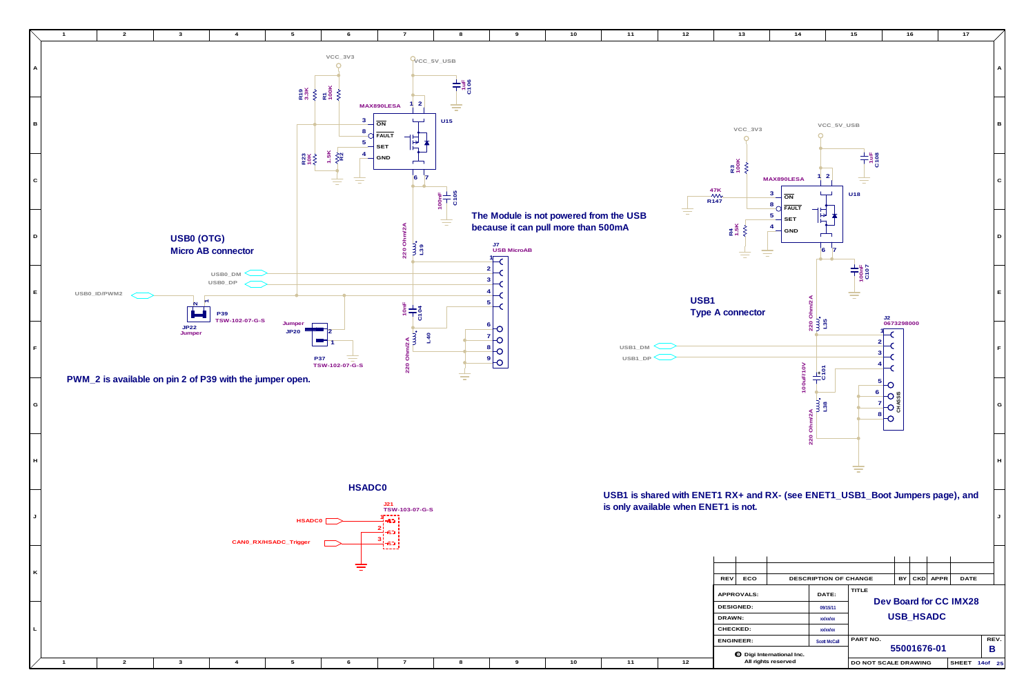## USB0 (OTG)
Micro AB connector

The Module is not powered from the USB because it can pull more than 500mA

PWM_2 is available on pin 2 of P39 with the jumper open.

## USB1
Type A connector

## HSADC0

USB1 is shared with ENET1 RX+ and RX- (see ENET1_USB1_Boot Jumpers page), and is only available when ENET1 is not.

VCC_3V3, VCC_5V_USB, MAX890LESA, U15, U18, R19 3.3K, R1 100K, R23 10K, R2 1.5K, C106 1uF, C105 100nF, L39 220 Ohm/2A, C104 10nF, L40 220 Ohm/2A, J7 USB MicroAB, USB0_DM, USB0_DP, USB0_ID/PWM2, JP22 Jumper, P39 TSW-102-07-G-S, JP20 Jumper, P37 TSW-102-07-G-S, R3 100K, R147 47K, R4 1.5K, C108 1uF, C107 100nF, L35 220 Ohm/2A, C101 100uF/10V, L38 220 Ohm/2A, J2 0673298000, CHASSIS, USB1_DM, USB1_DP, J21 TSW-103-07-G-S, HSADC0, CAN0_RX/HSADC_Trigger

| REV | ECO | DESCRIPTION OF CHANGE | BY | CKD | APPR | DATE |
|---|---|---|---|---|---|---|

| | DATE: |
|---|---|
| APPROVALS: | |
| DESIGNED: | 09/15/11 |
| DRAWN: | xx/xx/xx |
| CHECKED: | xx/xx/xx |
| ENGINEER: | Scott McCall |

Digi International Inc. All rights reserved

TITLE: Dev Board for CC IMX28 — USB_HSADC

PART NO.: 55001676-01 — REV.: B

DO NOT SCALE DRAWING — SHEET 14 of 25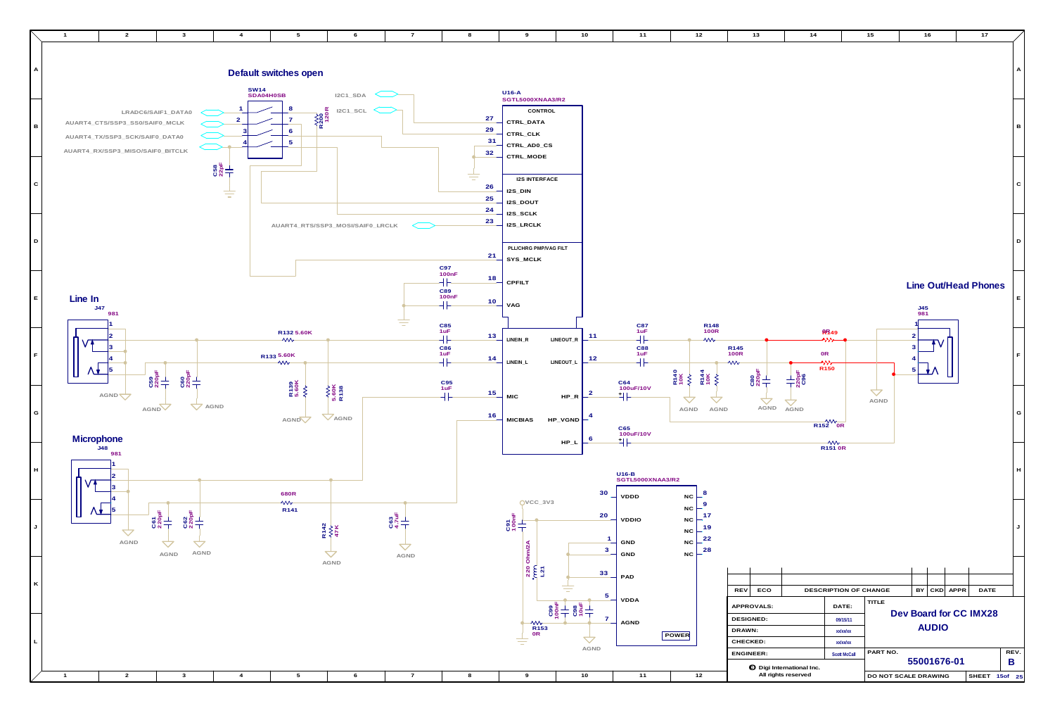## Default switches open

SW14
SDA04H0SB

| Pin | Signal | Pin |
|---|---|---|
| 1 | LRADC6/SAIF1_DATA0 | 8 |
| 2 | AUART4_CTS/SSP3_SS0/SAIF0_MCLK | 7 |
| 3 | AUART4_TX/SSP3_SCK/SAIF0_DATA0 | 6 |
| 4 | AUART4_RX/SSP3_MISO/SAIF0_BITCLK | 5 |

R200 120 R

C58 22pF

I2C1_SDA
I2C1_SCL

AUART4_RTS/SSP3_MOSI/SAIF0_LRCLK

### U16-A SGTL5000XNAA3/R2

**CONTROL**

| Pin | Name |
|---|---|
| 27 | CTRL_DATA |
| 29 | CTRL_CLK |
| 31 | CTRL_AD0_CS |
| 32 | CTRL_MODE |

**I2S INTERFACE**

| Pin | Name |
|---|---|
| 26 | I2S_DIN |
| 25 | I2S_DOUT |
| 24 | I2S_SCLK |
| 23 | I2S_LRCLK |

**PLL/CHRG PMP/VAG FILT**

| Pin | Name |
|---|---|
| 21 | SYS_MCLK |
| 18 | CPFILT |
| 10 | VAG |
| 13 | LINEIN_R |
| 14 | LINEIN_L |
| 15 | MIC |
| 16 | MICBIAS |
| 11 | LINEOUT_R |
| 12 | LINEOUT_L |
| 2 | HP_R |
| 4 | HP_VGND |
| 6 | HP_L |

C97 100nF, C89 100nF, C85 1uF, C86 1uF, C95 1uF

## Line In

J47 981

R132 5.60K, R133 5.60K, R139 5.60K, R138 5.60K, C59 220pF, C60 220pF

AGND

## Microphone

J48 981

R141 680R, R142 47K, C61 220pF, C62 220pF, C63 4.7uF

AGND

## Line Out/Head Phones

J45 981

C87 1uF, C88 1uF, R148 100R, R145 100R, R140 10K, R144 10K, C80 220pF, C96 220pF, R149 0R, R150 0R, C64 100uF/10V, C65 100uF/10V, R152 0R, R151 0R

AGND

### U16-B SGTL5000XNAA3/R2

**POWER**

| Pin | Name | Pin | Name |
|---|---|---|---|
| 30 | VDDD | 8 | NC |
| 20 | VDDIO | 9 | NC |
| 1 | GND | 17 | NC |
| 3 | GND | 19 | NC |
| 33 | PAD | 22 | NC |
| 5 | VDDA | 28 | NC |
| 7 | AGND | | |

VCC_3V3, C91 100nF, L21 220 Ohm/2A, C99 100nF, C98 10uF, R153 0R, AGND

| REV | ECO | DESCRIPTION OF CHANGE | BY | CKD | APPR | DATE |
|---|---|---|---|---|---|---|
| | | | | | | |

| APPROVALS: | DATE: |
|---|---|
| DESIGNED: | 09/15/11 |
| DRAWN: | xx/xx/xx |
| CHECKED: | xx/xx/xx |
| ENGINEER: | Scott McCall |

Digi International Inc.
All rights reserved

TITLE: Dev Board for CC IMX28 AUDIO

PART NO. 55001676-01 — REV. B

DO NOT SCALE DRAWING — SHEET 15 of 25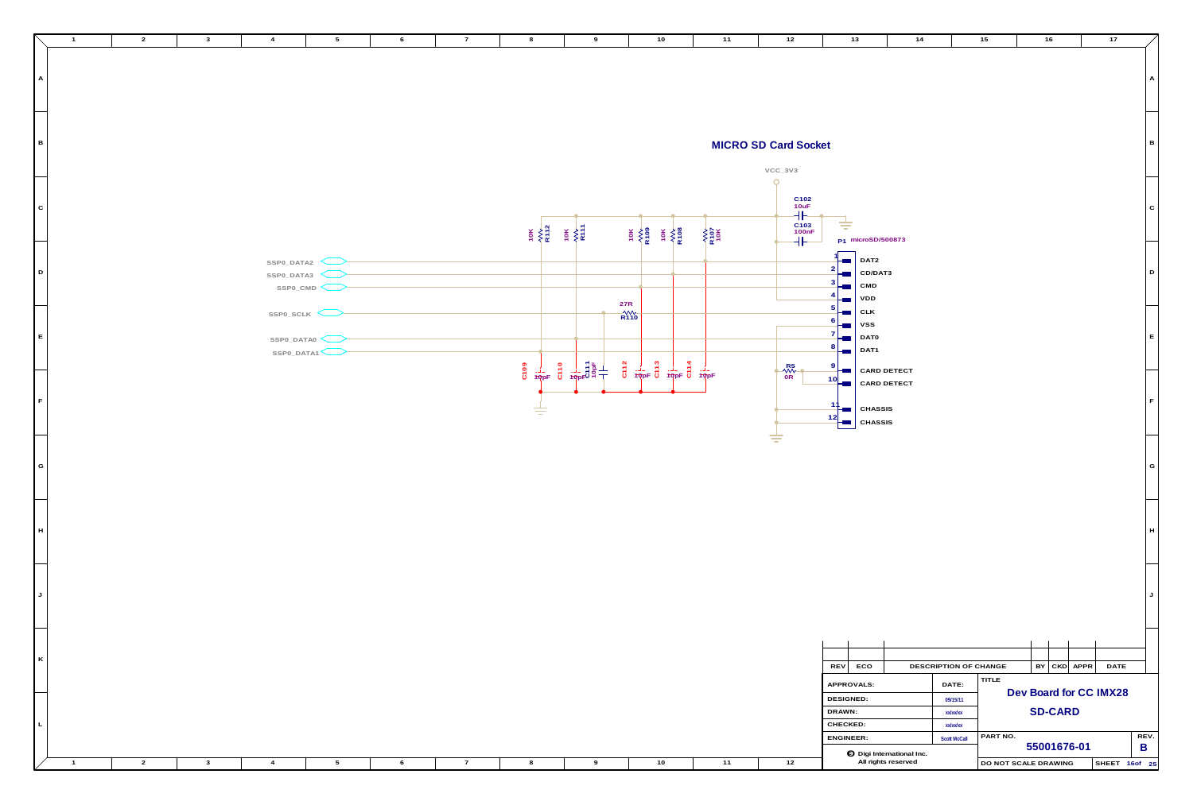# MICRO SD Card Socket

VCC_3V3

C102 10uF

C103 100nF

P1 microSD/500873

| Pin | Signal |
| --- | --- |
| 1 | DAT2 |
| 2 | CD/DAT3 |
| 3 | CMD |
| 4 | VDD |
| 5 | CLK |
| 6 | VSS |
| 7 | DAT0 |
| 8 | DAT1 |
| 9 | CARD DETECT |
| 10 | CARD DETECT |
| 11 | CHASSIS |
| 12 | CHASSIS |

SSP0_DATA2
SSP0_DATA3
SSP0_CMD
SSP0_SCLK
SSP0_DATA0
SSP0_DATA1

R112 10K, R111 10K, R109 10K, R108 10K, R107 10K

R110 27R

R5 0R

C109 10pF, C110 10pF, C111 10pF, C112 10pF, C113 10pF, C114 10pF

| REV | ECO | DESCRIPTION OF CHANGE | BY | CKD | APPR | DATE |
| --- | --- | --- | --- | --- | --- | --- |
| | | | | | | |

| APPROVALS: | DATE: |
| --- | --- |
| DESIGNED: | 09/15/11 |
| DRAWN: | xx/xx/xx |
| CHECKED: | xx/xx/xx |
| ENGINEER: | Scott McCall |

Digi International Inc.
All rights reserved

TITLE: **Dev Board for CC IMX28**

**SD-CARD**

PART NO. **55001676-01** REV. **B**

DO NOT SCALE DRAWING

SHEET 16 of 25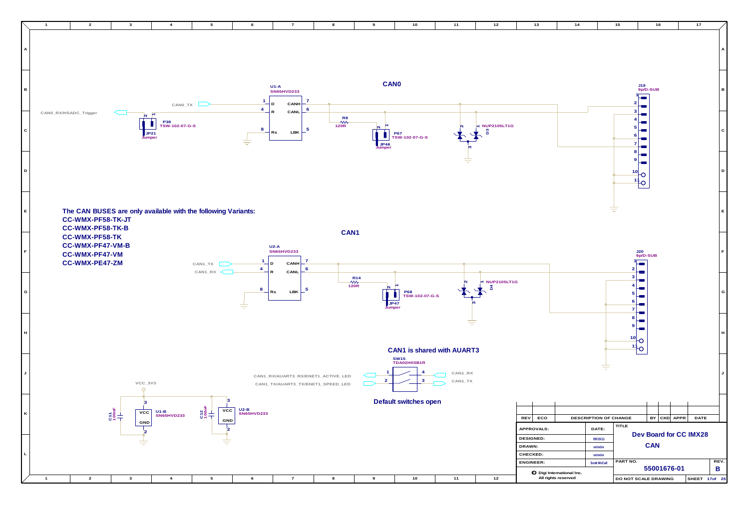## CAN0

U1-A SN65HVD233

- CAN0_TX → 1 D
- CAN0_RX/HSADC_Trigger ← 4 R
- 8 Rs
- 7 CANH
- 6 CANL
- 5 LBK

P38 TSW-102-07-G-S, JP21 Jumper

R8 120R

P67 TSW-102-07-G-S, JP46 Jumper

D3 NUP2105LT1G

J19 9p/D-SUB

## CAN1

U2-A SN65HVD233

- CAN1_TX → 1 D
- CAN1_RX ← 4 R
- 8 Rs
- 7 CANH
- 6 CANL
- 5 LBK

R14 120R

P68 TSW-102-07-G-S, JP47 Jumper

D4 NUP2105LT1G

J20 9p/D-SUB

**The CAN BUSES are only available with the following Variants:**

- **CC-WMX-PF58-TK-JT**
- **CC-WMX-PF58-TK-B**
- **CC-WMX-PF58-TK**
- **CC-WMX-PF47-VM-B**
- **CC-WMX-PF47-VM**
- **CC-WMX-PE47-ZM**

### CAN1 is shared with AUART3

SW15 TDA02H0SB1R

- CAN1_RX/AUART3_RX/ENET1_ACTIVE_LED — 1 / 4 — CAN1_RX
- CAN1_TX/AUART3_TX/ENET1_SPEED_LED — 2 / 3 — CAN1_TX

**Default switches open**

VCC_3V3

C11 100nF — U1-B SN65HVD233 (3 VCC, 2 GND)

C12 100nF — U2-B SN65HVD233 (3 VCC, 2 GND)

| REV | ECO | DESCRIPTION OF CHANGE | BY | CKD | APPR | DATE |
|---|---|---|---|---|---|---|

| APPROVALS: | DATE: |
|---|---|
| DESIGNED: | 09/15/11 |
| DRAWN: | xx/xx/xx |
| CHECKED: | xx/xx/xx |
| ENGINEER: | Scott McCall |

Digi International Inc. All rights reserved

TITLE: **Dev Board for CC IMX28 — CAN**

PART NO.: 55001676-01 — REV.: B

DO NOT SCALE DRAWING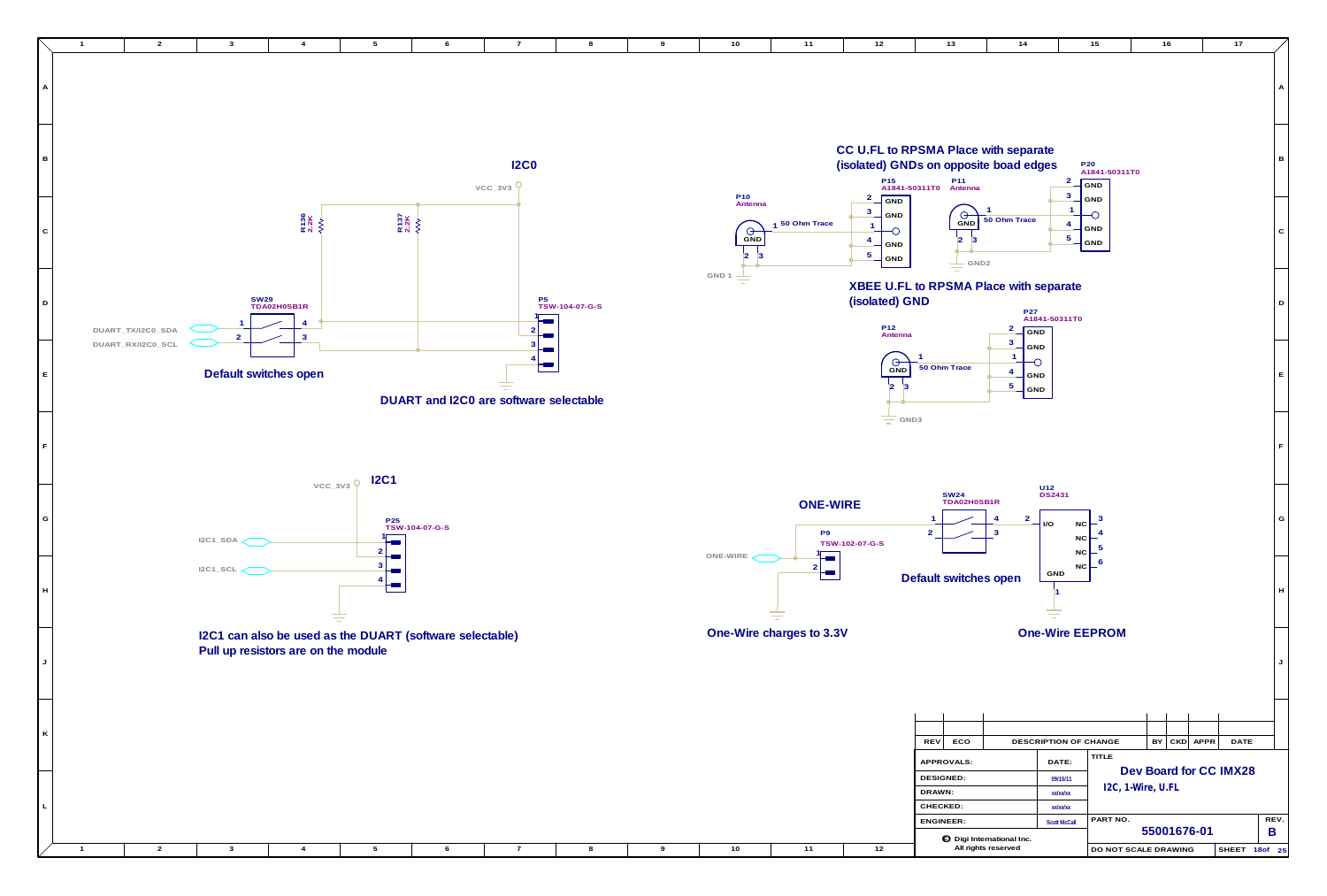## I2C0

VCC_3V3

R136 2.2K

R137 2.2K

SW29 TDA02H0SB1R

DUART_TX/I2C0_SDA

DUART_RX/I2C0_SCL

P5 TSW-104-07-G-S

**Default switches open**

**DUART and I2C0 are software selectable**

## CC U.FL to RPSMA Place with separate (isolated) GNDs on opposite boad edges

P10 Antenna

50 Ohm Trace

P15 A1841-50311T0

P11 Antenna

P20 A1841-50311T0

GND 1

GND2

## XBEE U.FL to RPSMA Place with separate (isolated) GND

P12 Antenna

50 Ohm Trace

P27 A1841-50311T0

GND3

## I2C1

VCC_3V3

P25 TSW-104-07-G-S

I2C1_SDA

I2C1_SCL

**I2C1 can also be used as the DUART (software selectable)**
**Pull up resistors are on the module**

## ONE-WIRE

ONE-WIRE

P9 TSW-102-07-G-S

SW24 TDA02H0SB1R

U12 DS2431

**Default switches open**

**One-Wire charges to 3.3V**

**One-Wire EEPROM**

| REV | ECO | DESCRIPTION OF CHANGE | BY | CKD | APPR | DATE |
|---|---|---|---|---|---|---|

| APPROVALS: | DATE: |
|---|---|
| DESIGNED: | 09/15/11 |
| DRAWN: | xx/xx/xx |
| CHECKED: | xx/xx/xx |
| ENGINEER: | Scott McCall |

Digi International Inc.
All rights reserved

TITLE: **Dev Board for CC IMX28**
I2C, 1-Wire, U.FL

PART NO. 55001676-01 — REV. B

DO NOT SCALE DRAWING — SHEET 18 of 25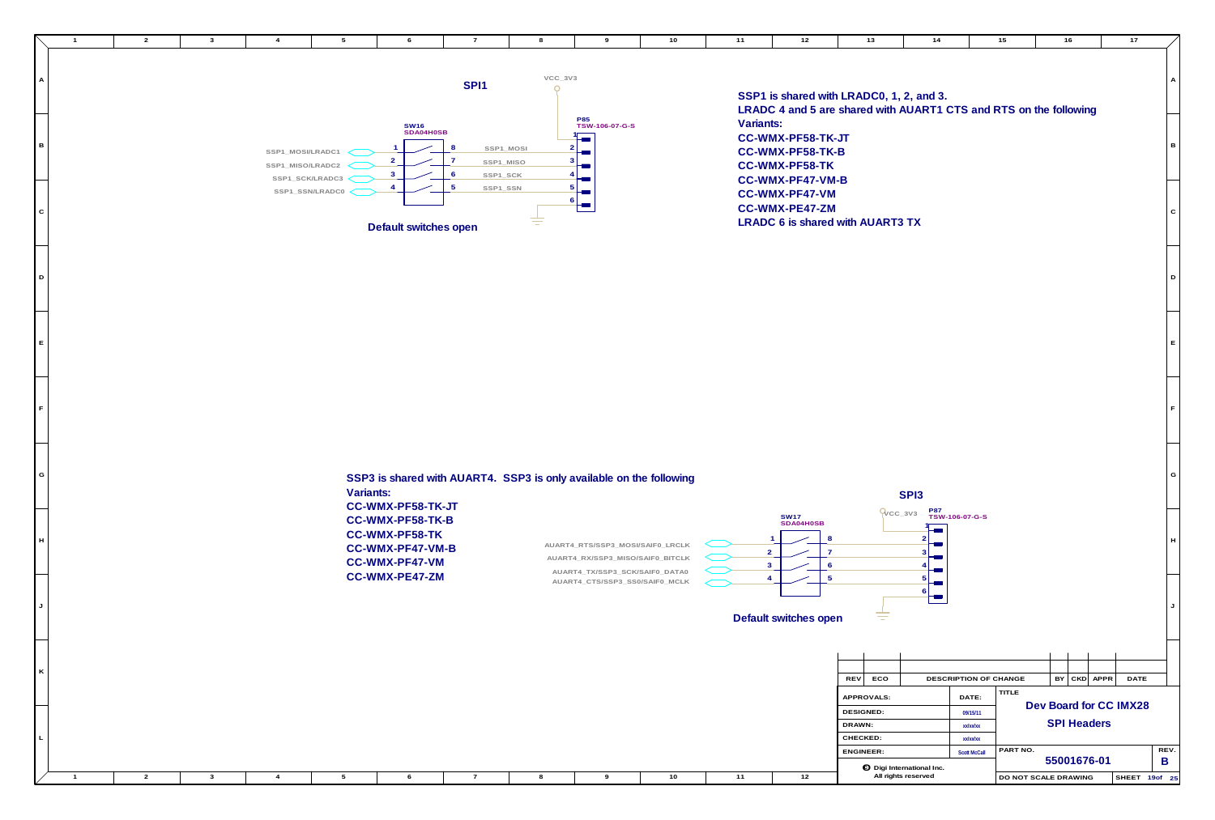## SPI1

VCC_3V3

SW16 SDA04H0SB

P85 TSW-106-07-G-S

| SW16 pin | Net | SW16 pin | Net | P85 pin |
|---|---|---|---|---|
| 1 | SSP1_MOSI/LRADC1 | 8 | SSP1_MOSI | 2 |
| 2 | SSP1_MISO/LRADC2 | 7 | SSP1_MISO | 3 |
| 3 | SSP1_SCK/LRADC3 | 6 | SSP1_SCK | 4 |
| 4 | SSP1_SSN/LRADC0 | 5 | SSP1_SSN | 5 |

P85 pin 1: VCC_3V3; pin 6: GND

**Default switches open**

**SSP1 is shared with LRADC0, 1, 2, and 3.**
**LRADC 4 and 5 are shared with AUART1 CTS and RTS on the following Variants:**
**CC-WMX-PF58-TK-JT**
**CC-WMX-PF58-TK-B**
**CC-WMX-PF58-TK**
**CC-WMX-PF47-VM-B**
**CC-WMX-PF47-VM**
**CC-WMX-PE47-ZM**
**LRADC 6 is shared with AUART3 TX**

**SSP3 is shared with AUART4. SSP3 is only available on the following Variants:**
**CC-WMX-PF58-TK-JT**
**CC-WMX-PF58-TK-B**
**CC-WMX-PF58-TK**
**CC-WMX-PF47-VM-B**
**CC-WMX-PF47-VM**
**CC-WMX-PE47-ZM**

## SPI3

VCC_3V3

SW17 SDA04H0SB

P87 TSW-106-07-G-S

| SW17 pin | Net | SW17 pin | P87 pin |
|---|---|---|---|
| 1 | AUART4_RTS/SSP3_MOSI/SAIF0_LRCLK | 8 | 2 |
| 2 | AUART4_RX/SSP3_MISO/SAIF0_BITCLK | 7 | 3 |
| 3 | AUART4_TX/SSP3_SCK/SAIF0_DATA0 | 6 | 4 |
| 4 | AUART4_CTS/SSP3_SS0/SAIF0_MCLK | 5 | 5 |

P87 pin 1: VCC_3V3; pin 6: GND

**Default switches open**

| REV | ECO | DESCRIPTION OF CHANGE | BY | CKD | APPR | DATE |
|---|---|---|---|---|---|---|

| APPROVALS: | DATE: |
|---|---|
| DESIGNED: | 09/15/11 |
| DRAWN: | xx/xx/xx |
| CHECKED: | xx/xx/xx |
| ENGINEER: | Scott McCall |

Digi International Inc. All rights reserved

TITLE: Dev Board for CC IMX28 — SPI Headers

PART NO. 55001676-01 — REV. B

DO NOT SCALE DRAWING — SHEET 19 of 25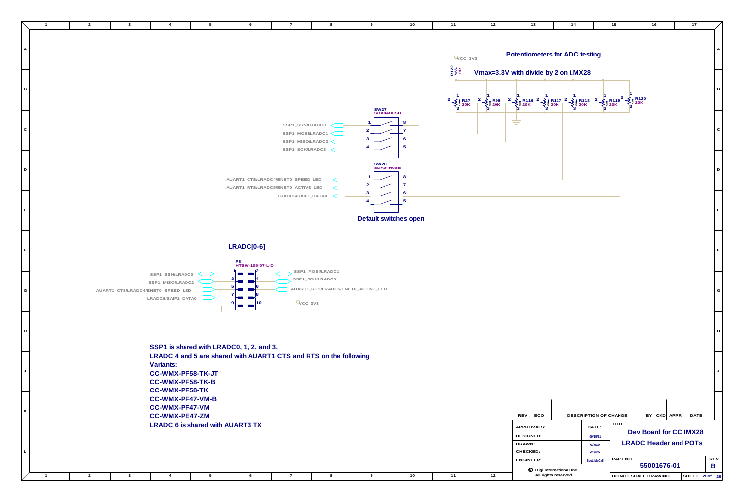## Potentiometers for ADC testing

**Vmax=3.3V with divide by 2 on i.MX28**

VCC_3V3

R122 0R

R27 20K, R96 20K, R116 20K, R117 20K, R118 20K, R119 20K, R120 20K

SW27 SDA04H0SB

| Pin | Signal | Pin |
|---|---|---|
| 1 | SSP1_SSN/LRADC0 | 8 |
| 2 | SSP1_MOSI/LRADC1 | 7 |
| 3 | SSP1_MISO/LRADC2 | 6 |
| 4 | SSP1_SCK/LRADC3 | 5 |

SW28 SDA04H0SB

| Pin | Signal | Pin |
|---|---|---|
| 1 | AUART1_CTS/LRADC4/ENET0_SPEED_LED | 8 |
| 2 | AUART1_RTS/LRADC5/ENET0_ACTIVE_LED | 7 |
| 3 | LRADC6/SAIF1_DATA0 | 6 |
| 4 | | 5 |

**Default switches open**

## LRADC[0-6]

P8 HTSW-105-07-L-D

| Signal | Pin | Pin | Signal |
|---|---|---|---|
| SSP1_SSN/LRADC0 | 1 | 2 | SSP1_MOSI/LRADC1 |
| SSP1_MISO/LRADC2 | 3 | 4 | SSP1_SCK/LRADC3 |
| AUART1_CTS/LRADC4/ENET0_SPEED_LED | 5 | 6 | AUART1_RTS/LRADC5/ENET0_ACTIVE_LED |
| LRADC6/SAIF1_DATA0 | 7 | 8 | |
| GND | 9 | 10 | VCC_3V3 |

**SSP1 is shared with LRADC0, 1, 2, and 3.**
**LRADC 4 and 5 are shared with AUART1 CTS and RTS on the following Variants:**
**CC-WMX-PF58-TK-JT**
**CC-WMX-PF58-TK-B**
**CC-WMX-PF58-TK**
**CC-WMX-PF47-VM-B**
**CC-WMX-PF47-VM**
**CC-WMX-PE47-ZM**
**LRADC 6 is shared with AUART3 TX**

| REV | ECO | DESCRIPTION OF CHANGE | BY | CKD | APPR | DATE |
|---|---|---|---|---|---|---|

| APPROVALS: | DATE: |
|---|---|
| DESIGNED: | 09/15/11 |
| DRAWN: | xx/xx/xx |
| CHECKED: | xx/xx/xx |
| ENGINEER: | Scott McCall |

Digi International Inc. All rights reserved

TITLE: **Dev Board for CC IMX28 — LRADC Header and POTs**

PART NO.: 55001676-01 REV.: B

DO NOT SCALE DRAWING — SHEET 20 of 25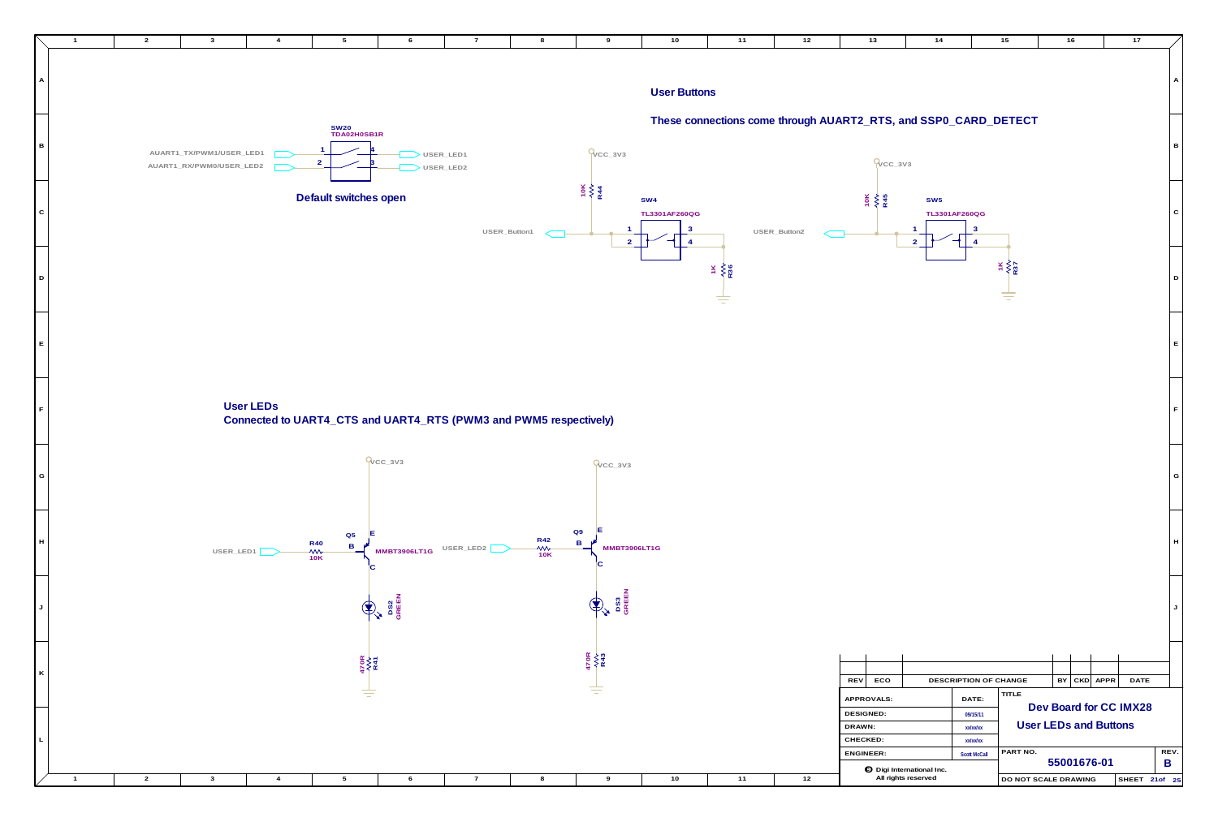## User Buttons

**These connections come through AUART2_RTS, and SSP0_CARD_DETECT**

SW20
TDA02H0SB1R

AUART1_TX/PWM1/USER_LED1 — 1 — 4 — USER_LED1

AUART1_RX/PWM0/USER_LED2 — 2 — 3 — USER_LED2

**Default switches open**

VCC_3V3
10K R44
SW4
TL3301AF260QG
USER_Button1
1 3
2 4
1K R36

VCC_3V3
10K R45
SW5
TL3301AF260QG
USER_Button2
1 3
2 4
1K R37

## User LEDs

**Connected to UART4_CTS and UART4_RTS (PWM3 and PWM5 respectively)**

VCC_3V3
USER_LED1 — R40 10K — Q5 B E C MMBT3906LT1G
DS2 GREEN
470R R41

VCC_3V3
USER_LED2 — R42 10K — Q9 B E C MMBT3906LT1G
DS3 GREEN
470R R43

| REV | ECO | DESCRIPTION OF CHANGE | BY | CKD | APPR | DATE |
|---|---|---|---|---|---|---|

| APPROVALS: | DATE: |
|---|---|
| DESIGNED: | 09/15/11 |
| DRAWN: | xx/xx/xx |
| CHECKED: | xx/xx/xx |
| ENGINEER: | Scott McCall |

Digi International Inc.
All rights reserved

TITLE
**Dev Board for CC IMX28**
**User LEDs and Buttons**

PART NO. **55001676-01**
REV. **B**

DO NOT SCALE DRAWING
SHEET 21 of 25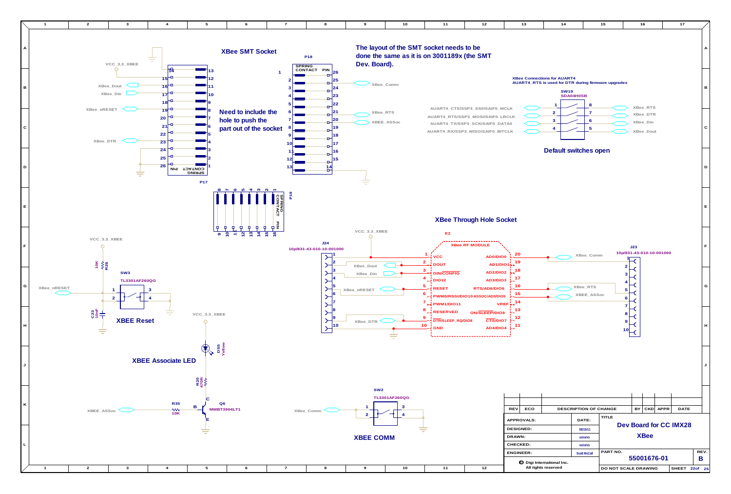## XBee SMT Socket

The layout of the SMT socket needs to be done the same as it is on 3001189x (the SMT Dev. Board).

Need to include the hole to push the part out of the socket

P17

P18

P19

SPRING CONTACT PIN

VCC_3.3_XBEE

XBee_Dout

XBee_Din

XBee_nRESET

XBee_DTR

XBee_Comm

XBee_RTS

XBEE_ASSoc

### XBee Connections for AUART4

AUART4_RTS is used for DTR during firmware upgrades

SW19
SDA04H0SB

AUART4_CTS/SSP3_SS0/SAIF0_MCLK — 1 / 8 — XBee_RTS

AUART4_RTS/SSP3_MOSI/SAIF0_LRCLK — 2 / 7 — XBee_DTR

AUART4_TX/SSP3_SCK/SAIF0_DATA0 — 3 / 6 — XBee_Din

AUART4_RX/SSP3_MISO/SAIF0_BITCLK — 4 / 5 — XBee_Dout

**Default switches open**

## XBee Through Hole Socket

E2
XBee RF MODULE

J24
10p/831-43-010-10-001000

J23
10p/831-43-010-10-001000

| Pin | Signal | Signal | Pin |
|---|---|---|---|
| 1 | VCC | AD0/DIO0 | 20 |
| 2 | DOUT | AD1/DIO1 | 19 |
| 3 | DIN/CONFIG | AD2/DIO2 | 18 |
| 4 | DIO12 | AD3/DIO3 | 17 |
| 5 | RESET | RTS/AD6/DIO6 | 16 |
| 6 | PWM0/RSSI/DIO10 | ASSOC/AD5/DIO5 | 15 |
| 7 | PWM1/DIO11 | VREF | 14 |
| 8 | RESERVED | ON/SLEEP/DIO9 | 13 |
| 9 | DTR/SLEEP_RQ/DIO8 | CTS/DIO7 | 12 |
| 10 | GND | AD4/DIO4 | 11 |

## XBEE Reset

VCC_3.3_XBEE, R26 10K, C23 10nF, SW3 TL3301AF260QG, XBee_nRESET

## XBEE Associate LED

VCC_3.3_XBEE, D55 Yellow, R20 470R, R35 10K, Q6 MMBT3904LT1, XBEE_ASSoc

## XBEE COMM

SW2 TL3301AF260QG, XBee_Comm

| REV | ECO | DESCRIPTION OF CHANGE | BY | CKD | APPR | DATE |
|---|---|---|---|---|---|---|

| APPROVALS: | DATE: |
|---|---|
| DESIGNED: | 09/15/11 |
| DRAWN: | xx/xx/xx |
| CHECKED: | xx/xx/xx |
| ENGINEER: | Scott McCall |

TITLE: Dev Board for CC IMX28 — XBee

PART NO. 55001676-01 — REV. B

© Digi International Inc. All rights reserved

DO NOT SCALE DRAWING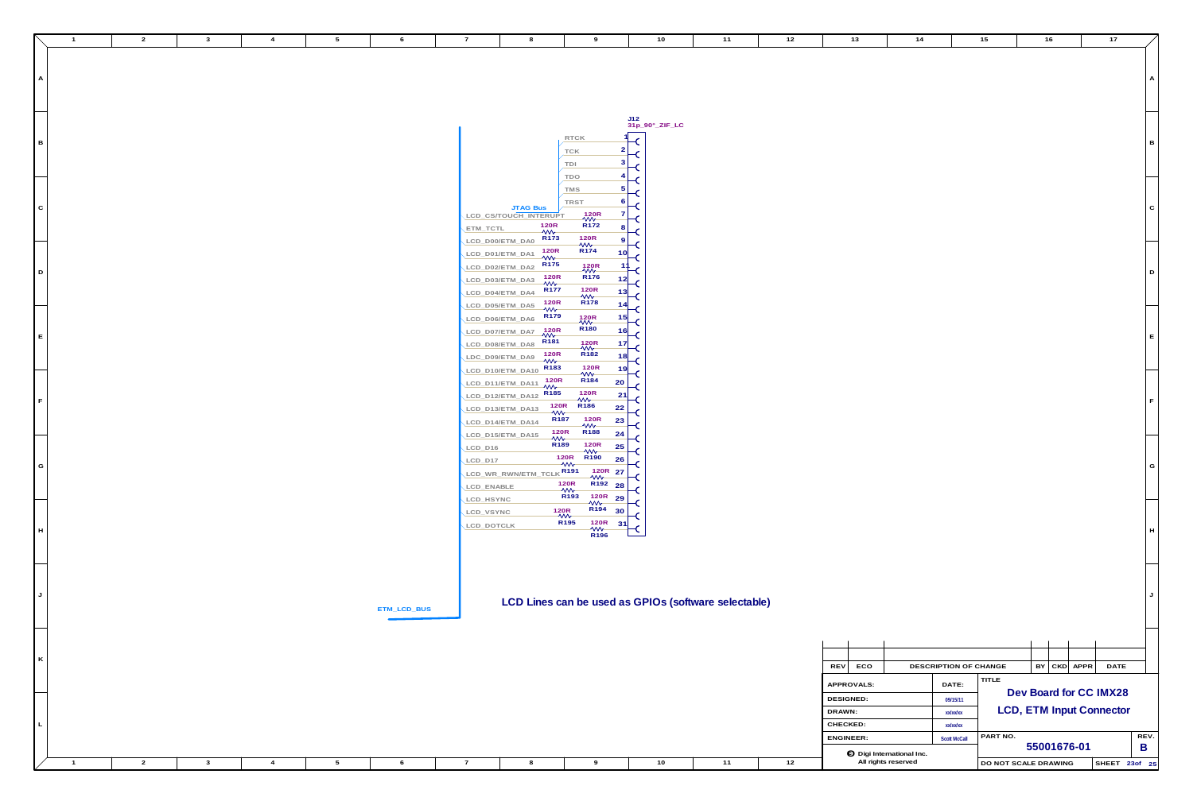J12
31p_90°_ZIF_LC

JTAG Bus

| Signal | Resistor | Value | Pin |
|---|---|---|---|
| RTCK | | | 1 |
| TCK | | | 2 |
| TDI | | | 3 |
| TDO | | | 4 |
| TMS | | | 5 |
| TRST | | | 6 |
| LCD_CS/TOUCH_INTERUPT | R172 | 120R | 7 |
| ETM_TCTL | R173 | 120R | 8 |
| LCD_D00/ETM_DA0 | R174 | 120R | 9 |
| LCD_D01/ETM_DA1 | R175 | 120R | 10 |
| LCD_D02/ETM_DA2 | R176 | 120R | 11 |
| LCD_D03/ETM_DA3 | R177 | 120R | 12 |
| LCD_D04/ETM_DA4 | R178 | 120R | 13 |
| LCD_D05/ETM_DA5 | R179 | 120R | 14 |
| LCD_D06/ETM_DA6 | R180 | 120R | 15 |
| LCD_D07/ETM_DA7 | R181 | 120R | 16 |
| LCD_D08/ETM_DA8 | R182 | 120R | 17 |
| LDC_D09/ETM_DA9 | R183 | 120R | 18 |
| LCD_D10/ETM_DA10 | R184 | 120R | 19 |
| LCD_D11/ETM_DA11 | R185 | 120R | 20 |
| LCD_D12/ETM_DA12 | R186 | 120R | 21 |
| LCD_D13/ETM_DA13 | R187 | 120R | 22 |
| LCD_D14/ETM_DA14 | R188 | 120R | 23 |
| LCD_D15/ETM_DA15 | R189 | 120R | 24 |
| LCD_D16 | R190 | 120R | 25 |
| LCD_D17 | R191 | 120R | 26 |
| LCD_WR_RWN/ETM_TCLK | R192 | 120R | 27 |
| LCD_ENABLE | R193 | 120R | 28 |
| LCD_HSYNC | R194 | 120R | 29 |
| LCD_VSYNC | R195 | 120R | 30 |
| LCD_DOTCLK | R196 | 120R | 31 |

ETM_LCD_BUS

**LCD Lines can be used as GPIOs (software selectable)**

| REV | ECO | DESCRIPTION OF CHANGE | BY | CKD | APPR | DATE |
|---|---|---|---|---|---|---|

| APPROVALS: | DATE: |
|---|---|
| DESIGNED: | 09/15/11 |
| DRAWN: | xx/xx/xx |
| CHECKED: | xx/xx/xx |
| ENGINEER: | Scott McCall |

Digi International Inc.
All rights reserved

TITLE
**Dev Board for CC IMX28**
**LCD, ETM Input Connector**

PART NO. **55001676-01** REV. **B**

DO NOT SCALE DRAWING SHEET 23 of 25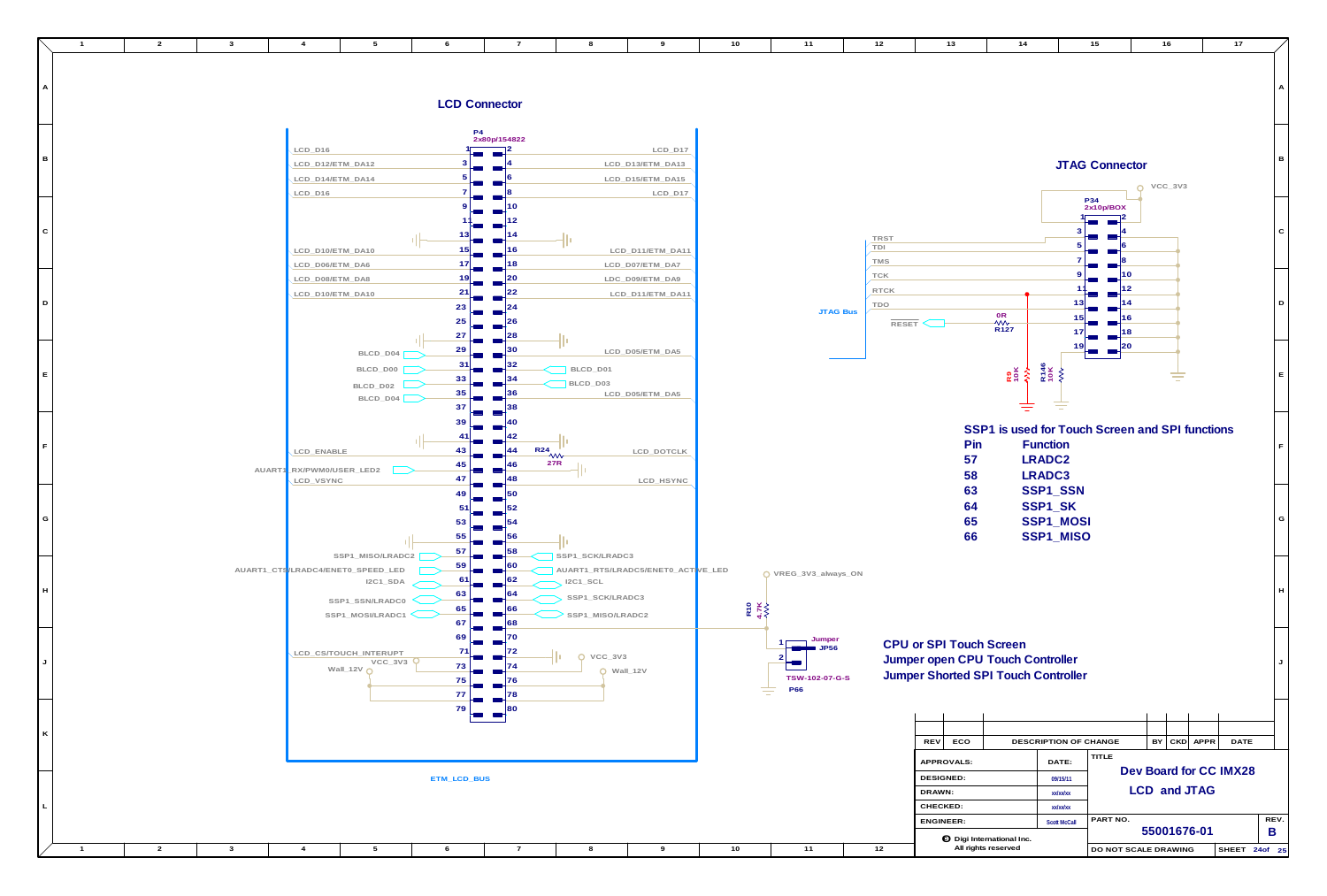## LCD Connector

P4
2x80p/154822

| Signal | Pin | Pin | Signal |
|---|---|---|---|
| LCD_D16 | 1 | 2 | LCD_D17 |
| LCD_D12/ETM_DA12 | 3 | 4 | LCD_D13/ETM_DA13 |
| LCD_D14/ETM_DA14 | 5 | 6 | LCD_D15/ETM_DA15 |
| LCD_D16 | 7 | 8 | LCD_D17 |
| | 9 | 10 | |
| | 11 | 12 | |
| | 13 | 14 | |
| LCD_D10/ETM_DA10 | 15 | 16 | LCD_D11/ETM_DA11 |
| LCD_D06/ETM_DA6 | 17 | 18 | LCD_D07/ETM_DA7 |
| LCD_D08/ETM_DA8 | 19 | 20 | LDC_D09/ETM_DA9 |
| LCD_D10/ETM_DA10 | 21 | 22 | LCD_D11/ETM_DA11 |
| | 23 | 24 | |
| | 25 | 26 | |
| | 27 | 28 | |
| BLCD_D04 | 29 | 30 | LCD_D05/ETM_DA5 |
| BLCD_D00 | 31 | 32 | BLCD_D01 |
| BLCD_D02 | 33 | 34 | BLCD_D03 |
| BLCD_D04 | 35 | 36 | LCD_D05/ETM_DA5 |
| | 37 | 38 | |
| | 39 | 40 | |
| | 41 | 42 | |
| LCD_ENABLE | 43 | 44 | LCD_DOTCLK (R24 27R) |
| AUART1_RX/PWM0/USER_LED2 | 45 | 46 | |
| LCD_VSYNC | 47 | 48 | LCD_HSYNC |
| | 49 | 50 | |
| | 51 | 52 | |
| | 53 | 54 | |
| | 55 | 56 | |
| SSP1_MISO/LRADC2 | 57 | 58 | SSP1_SCK/LRADC3 |
| AUART1_CTS/LRADC4/ENET0_SPEED_LED | 59 | 60 | AUART1_RTS/LRADC5/ENET0_ACTIVE_LED |
| I2C1_SDA | 61 | 62 | I2C1_SCL |
| SSP1_SSN/LRADC0 | 63 | 64 | SSP1_SCK/LRADC3 |
| SSP1_MOSI/LRADC1 | 65 | 66 | SSP1_MISO/LRADC2 |
| | 67 | 68 | |
| | 69 | 70 | |
| LCD_CS/TOUCH_INTERUPT | 71 | 72 | VCC_3V3 |
| VCC_3V3 | 73 | 74 | Wall_12V |
| Wall_12V | 75 | 76 | |
| | 77 | 78 | |
| | 79 | 80 | |

ETM_LCD_BUS

VREG_3V3_always_ON — R10 4.7K — Jumper JP56 (TSW-102-07-G-S, P66)

**CPU or SPI Touch Screen**
**Jumper open CPU Touch Controller**
**Jumper Shorted SPI Touch Controller**

## JTAG Connector

P34
2x10p/BOX

VCC_3V3

JTAG Bus: TRST, TDI, TMS, TCK, RTCK, TDO, RESET (R127 0R)

R9 10K, R146 10K

**SSP1 is used for Touch Screen and SPI functions**

| Pin | Function |
|---|---|
| 57 | LRADC2 |
| 58 | LRADC3 |
| 63 | SSP1_SSN |
| 64 | SSP1_SK |
| 65 | SSP1_MOSI |
| 66 | SSP1_MISO |

| REV | ECO | DESCRIPTION OF CHANGE | BY | CKD | APPR | DATE |
|---|---|---|---|---|---|---|

| | DATE: |
|---|---|
| APPROVALS: | |
| DESIGNED: | 09/15/11 |
| DRAWN: | xx/xx/xx |
| CHECKED: | xx/xx/xx |
| ENGINEER: | Scott McCall |

TITLE: **Dev Board for CC IMX28 — LCD and JTAG**

PART NO.: **55001676-01** REV.: **B**

Digi International Inc. All rights reserved

DO NOT SCALE DRAWING — SHEET 24 of 25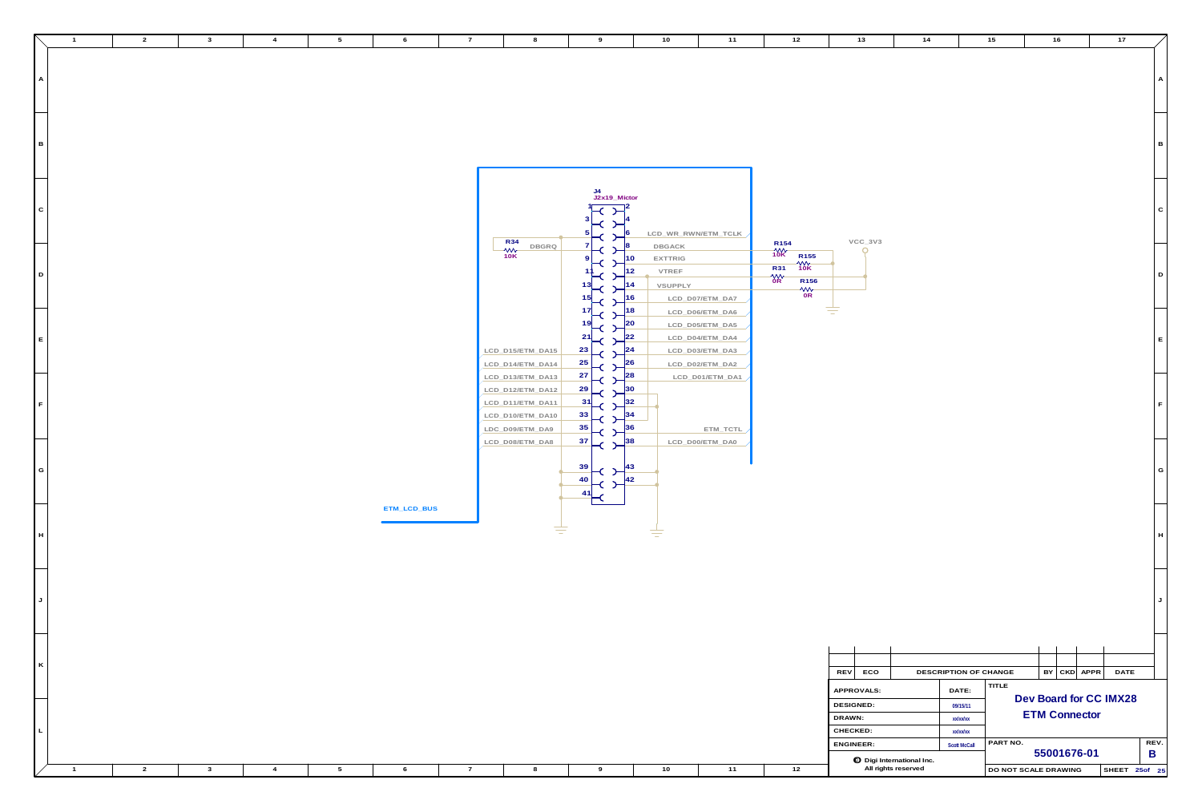J4
J2x19_Mictor

| Left signal | Pin | Pin | Right signal |
|---|---|---|---|
| | 1 | 2 | |
| | 3 | 4 | |
| | 5 | 6 | LCD_WR_RWN/ETM_TCLK |
| DBGRQ | 7 | 8 | DBGACK |
| | 9 | 10 | EXTTRIG |
| | 11 | 12 | VTREF |
| | 13 | 14 | VSUPPLY |
| | 15 | 16 | LCD_D07/ETM_DA7 |
| | 17 | 18 | LCD_D06/ETM_DA6 |
| | 19 | 20 | LCD_D05/ETM_DA5 |
| | 21 | 22 | LCD_D04/ETM_DA4 |
| LCD_D15/ETM_DA15 | 23 | 24 | LCD_D03/ETM_DA3 |
| LCD_D14/ETM_DA14 | 25 | 26 | LCD_D02/ETM_DA2 |
| LCD_D13/ETM_DA13 | 27 | 28 | LCD_D01/ETM_DA1 |
| LCD_D12/ETM_DA12 | 29 | 30 | |
| LCD_D11/ETM_DA11 | 31 | 32 | |
| LCD_D10/ETM_DA10 | 33 | 34 | |
| LDC_D09/ETM_DA9 | 35 | 36 | ETM_TCTL |
| LCD_D08/ETM_DA8 | 37 | 38 | LCD_D00/ETM_DA0 |
| | 39 | 43 | |
| | 40 | 42 | |
| | 41 | | |

R34 10K

R154 10K

R155 10K

R31 0R

R156 0R

VCC_3V3

ETM_LCD_BUS

| REV | ECO | DESCRIPTION OF CHANGE | BY | CKD | APPR | DATE |
|---|---|---|---|---|---|---|

| APPROVALS: | DATE: |
|---|---|
| DESIGNED: | 09/15/11 |
| DRAWN: | xx/xx/xx |
| CHECKED: | xx/xx/xx |
| ENGINEER: | Scott McCall |

Digi International Inc.
All rights reserved

TITLE
**Dev Board for CC IMX28**
**ETM Connector**

PART NO. **55001676-01**

REV. **B**

DO NOT SCALE DRAWING

SHEET 25 of 25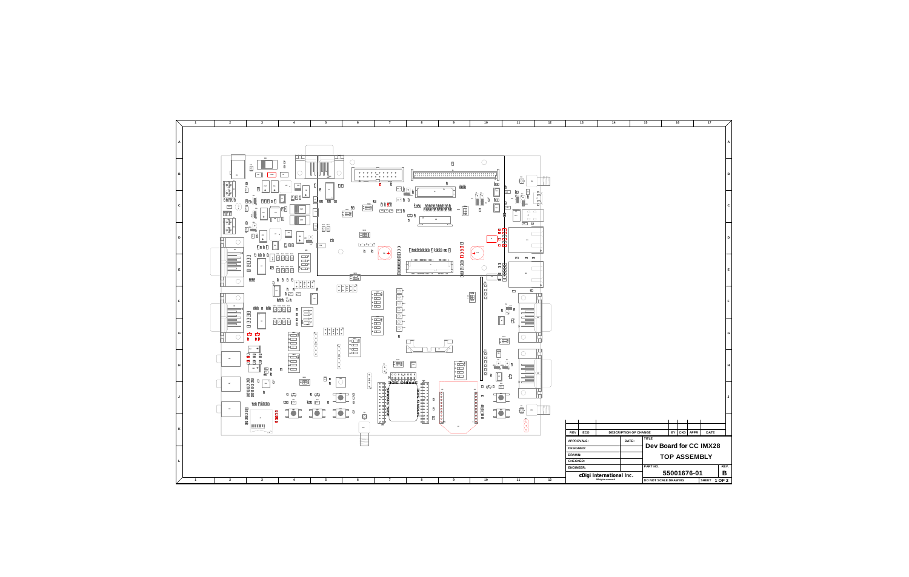| REV | ECO | DESCRIPTION OF CHANGE | BY | CKD | APPR | DATE |
|---|---|---|---|---|---|---|
| | | | | | | |

| APPROVALS: | DATE: | TITLE |
|---|---|---|
| DESIGNED: | | **Dev Board for CC IMX28** |
| DRAWN: | | **TOP ASSEMBLY** |
| CHECKED: | | |
| ENGINEER: | | PART NO. **55001676-01** REV. **B** |
| **Digi International Inc.** All rights reserved | | DO NOT SCALE DRAWING SHEET **1 OF 2** |

SPRING SIDE

SPRING SIDE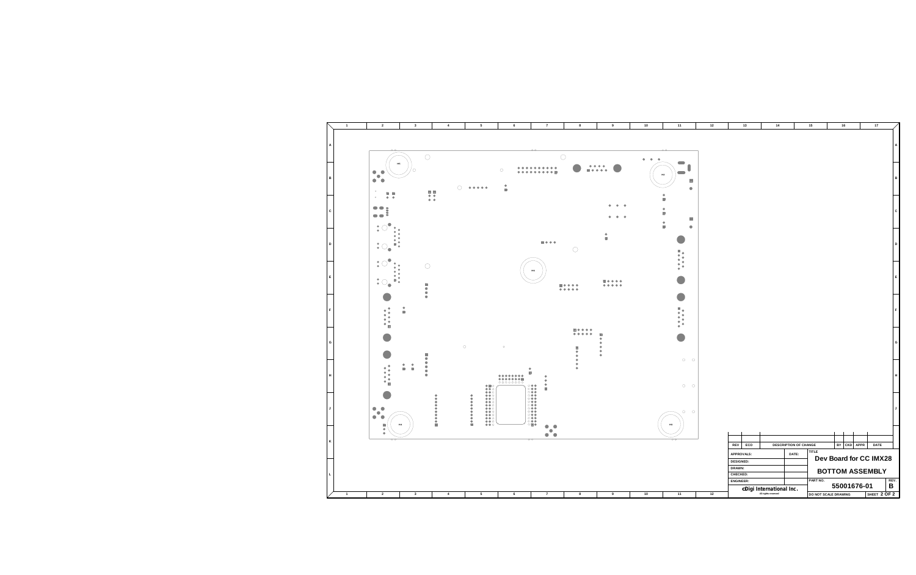| REV | ECO | DESCRIPTION OF CHANGE | BY | CKD | APPR | DATE |
|---|---|---|---|---|---|---|
| | | | | | | |

| | | | |
|---|---|---|---|
| APPROVALS: | DATE: | TITLE | |
| DESIGNED: | | **Dev Board for CC IMX28** | |
| DRAWN: | | **BOTTOM ASSEMBLY** | |
| CHECKED: | | | |
| ENGINEER: | | PART NO. **55001676-01** | REV. **B** |
| **Digi International Inc.** All rights reserved | | DO NOT SCALE DRAWING | SHEET 2 OF 2 |